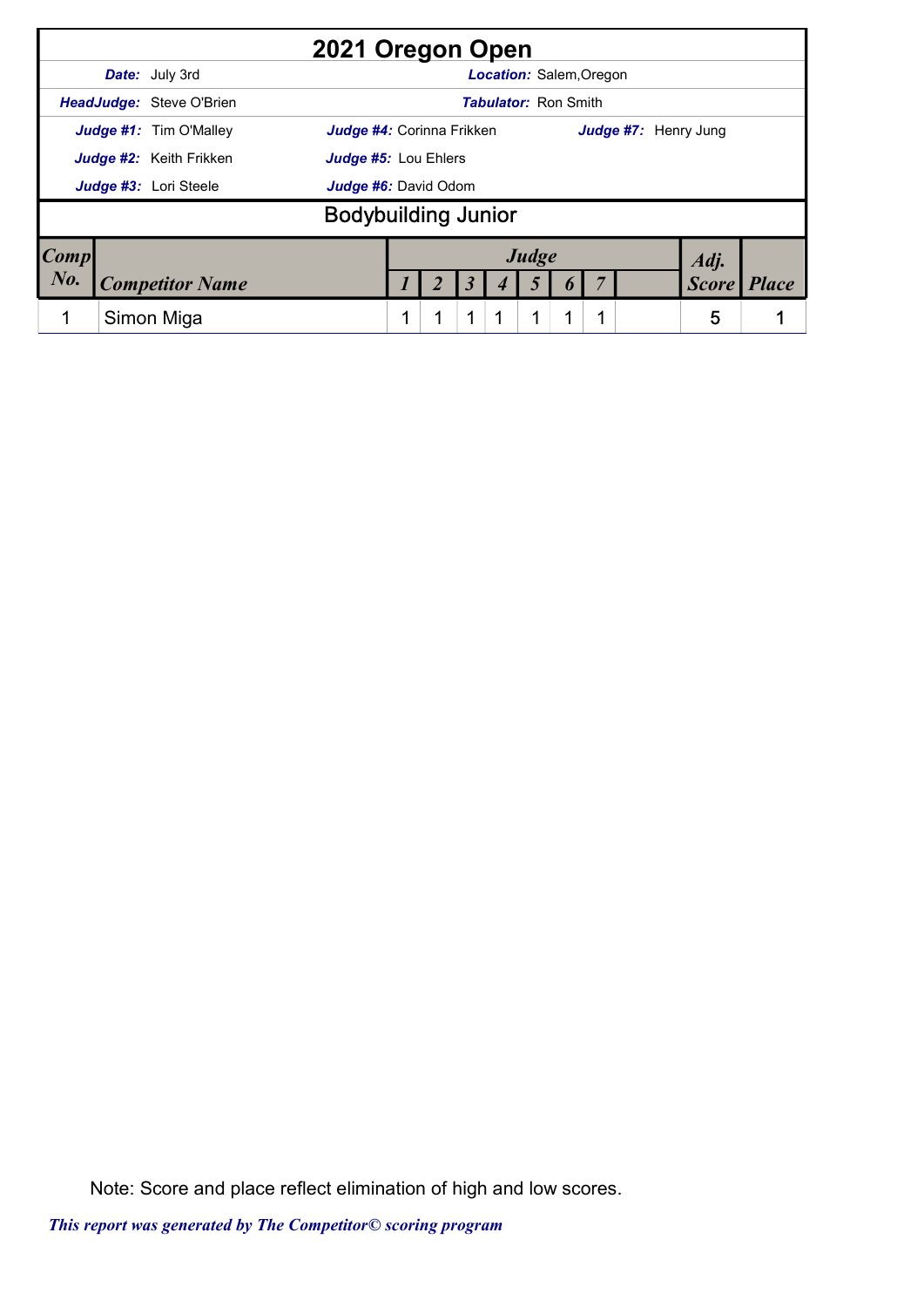# 2021 Oregon Open

**Date:** July 3rd  **Location:** Salem,Oregon

**HeadJudge:** Steve O'Brien  **Tabulator:** Ron Smith

**Judge #1:** Tim O'Malley  **Judge #4:** Corinna Frikken  **Judge #7:** Henry Jung

**Judge #2:** Keith Frikken  **Judge #5:** Lou Ehlers

**Judge #3:** Lori Steele  **Judge #6:** David Odom

## Bodybuilding Junior

| Comp No. | Competitor Name | Judge 1 | 2 | 3 | 4 | 5 | 6 | 7 | | Adj. Score | Place |
|---|---|---|---|---|---|---|---|---|---|---|---|
| 1 | Simon Miga | 1 | 1 | 1 | 1 | 1 | 1 | 1 | | 5 | 1 |

Note: Score and place reflect elimination of high and low scores.

*This report was generated by The Competitor© scoring program*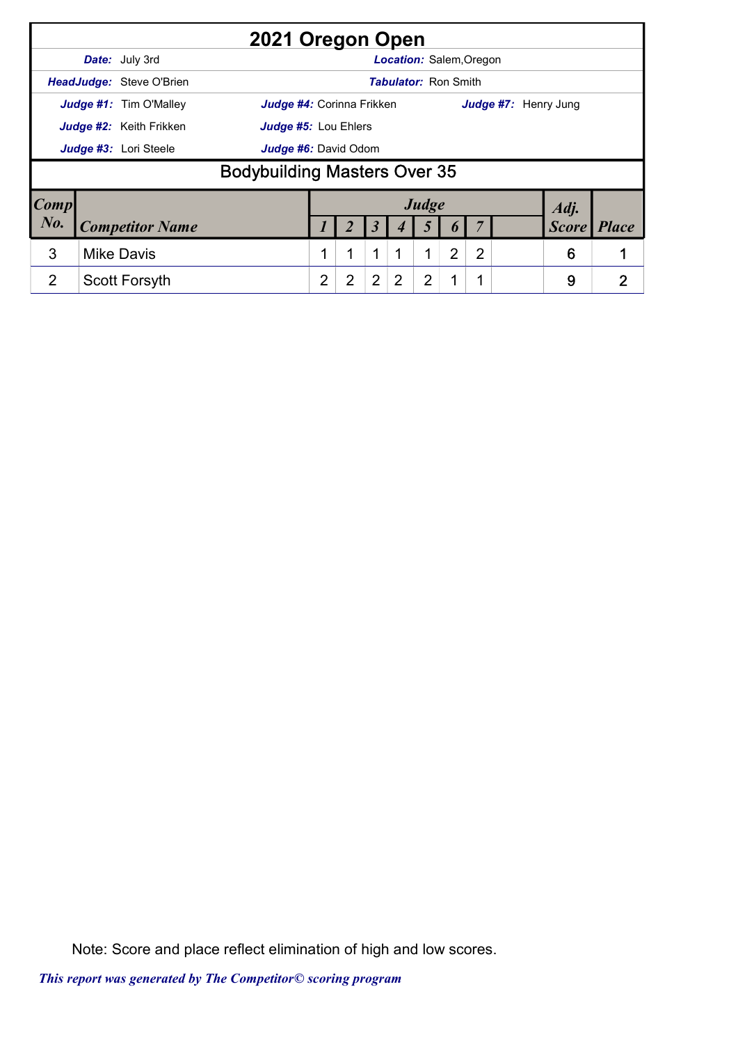# 2021 Oregon Open

**Date:** July 3rd **Location:** Salem,Oregon

**HeadJudge:** Steve O'Brien **Tabulator:** Ron Smith

**Judge #1:** Tim O'Malley **Judge #4:** Corinna Frikken **Judge #7:** Henry Jung

**Judge #2:** Keith Frikken **Judge #5:** Lou Ehlers

**Judge #3:** Lori Steele **Judge #6:** David Odom

## Bodybuilding Masters Over 35

| Comp No. | Competitor Name | Judge 1 | 2 | 3 | 4 | 5 | 6 | 7 | | Adj. Score | Place |
|---|---|---|---|---|---|---|---|---|---|---|---|
| 3 | Mike Davis | 1 | 1 | 1 | 1 | 1 | 2 | 2 | | 6 | 1 |
| 2 | Scott Forsyth | 2 | 2 | 2 | 2 | 2 | 1 | 1 | | 9 | 2 |

Note: Score and place reflect elimination of high and low scores.

*This report was generated by The Competitor© scoring program*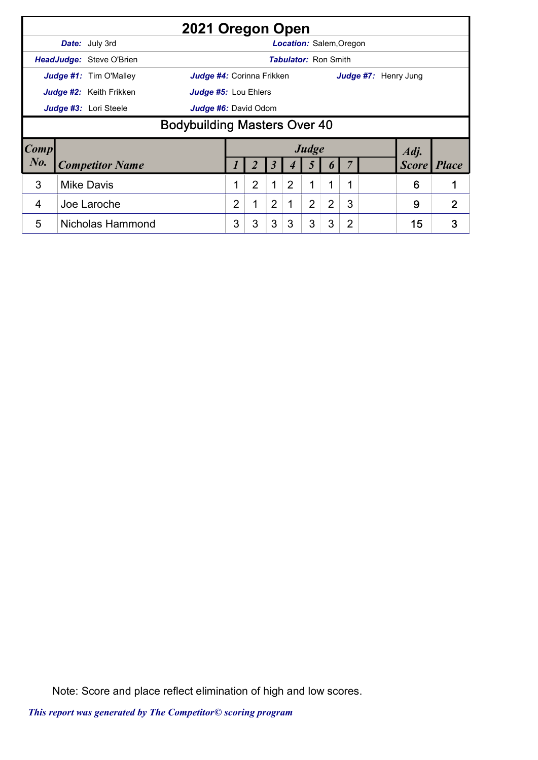# 2021 Oregon Open

**Date:** July 3rd  **Location:** Salem,Oregon

**HeadJudge:** Steve O'Brien  **Tabulator:** Ron Smith

**Judge #1:** Tim O'Malley  **Judge #4:** Corinna Frikken  **Judge #7:** Henry Jung

**Judge #2:** Keith Frikken  **Judge #5:** Lou Ehlers

**Judge #3:** Lori Steele  **Judge #6:** David Odom

## Bodybuilding Masters Over 40

| Comp No. | Competitor Name | Judge 1 | 2 | 3 | 4 | 5 | 6 | 7 | | Adj. Score | Place |
|---|---|---|---|---|---|---|---|---|---|---|---|
| 3 | Mike Davis | 1 | 2 | 1 | 2 | 1 | 1 | 1 | | 6 | 1 |
| 4 | Joe Laroche | 2 | 1 | 2 | 1 | 2 | 2 | 3 | | 9 | 2 |
| 5 | Nicholas Hammond | 3 | 3 | 3 | 3 | 3 | 3 | 2 | | 15 | 3 |

Note: Score and place reflect elimination of high and low scores.

*This report was generated by The Competitor© scoring program*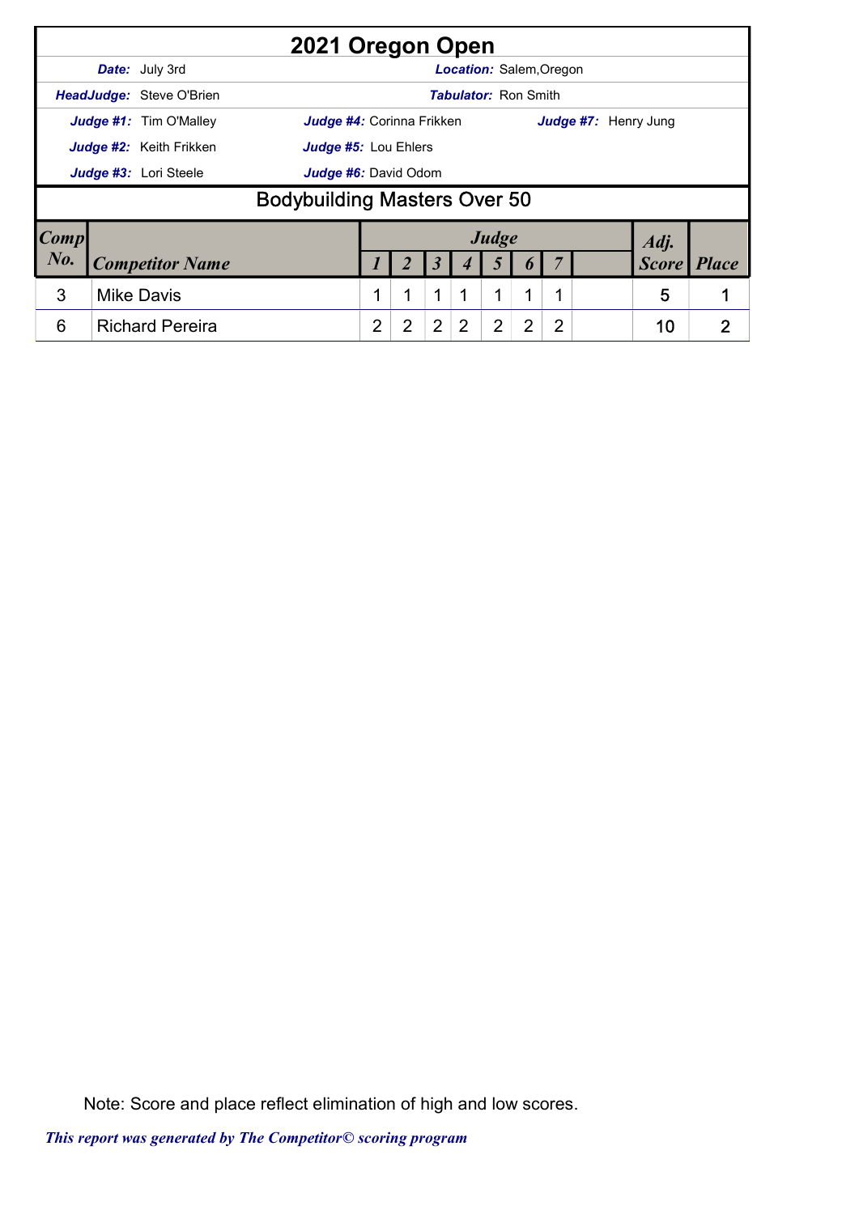# 2021 Oregon Open

**Date:** July 3rd | **Location:** Salem,Oregon

**HeadJudge:** Steve O'Brien | **Tabulator:** Ron Smith

**Judge #1:** Tim O'Malley | **Judge #4:** Corinna Frikken | **Judge #7:** Henry Jung

**Judge #2:** Keith Frikken | **Judge #5:** Lou Ehlers

**Judge #3:** Lori Steele | **Judge #6:** David Odom

## Bodybuilding Masters Over 50

| Comp No. | Competitor Name | Judge 1 | 2 | 3 | 4 | 5 | 6 | 7 | | Adj. Score | Place |
|---|---|---|---|---|---|---|---|---|---|---|---|
| 3 | Mike Davis | 1 | 1 | 1 | 1 | 1 | 1 | 1 | | 5 | 1 |
| 6 | Richard Pereira | 2 | 2 | 2 | 2 | 2 | 2 | 2 | | 10 | 2 |

Note: Score and place reflect elimination of high and low scores.

*This report was generated by The Competitor© scoring program*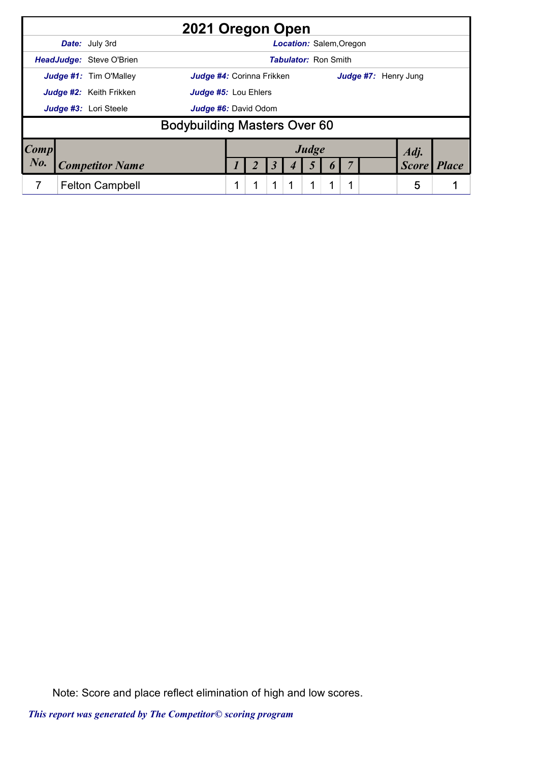# 2021 Oregon Open

**Date:** July 3rd | **Location:** Salem,Oregon

**HeadJudge:** Steve O'Brien | **Tabulator:** Ron Smith

**Judge #1:** Tim O'Malley | **Judge #4:** Corinna Frikken | **Judge #7:** Henry Jung

**Judge #2:** Keith Frikken | **Judge #5:** Lou Ehlers

**Judge #3:** Lori Steele | **Judge #6:** David Odom

## Bodybuilding Masters Over 60

| Comp No. | Competitor Name | Judge 1 | Judge 2 | Judge 3 | Judge 4 | Judge 5 | Judge 6 | Judge 7 | | Adj. Score | Place |
|---|---|---|---|---|---|---|---|---|---|---|---|
| 7 | Felton Campbell | 1 | 1 | 1 | 1 | 1 | 1 | 1 | | 5 | 1 |

Note: Score and place reflect elimination of high and low scores.

*This report was generated by The Competitor© scoring program*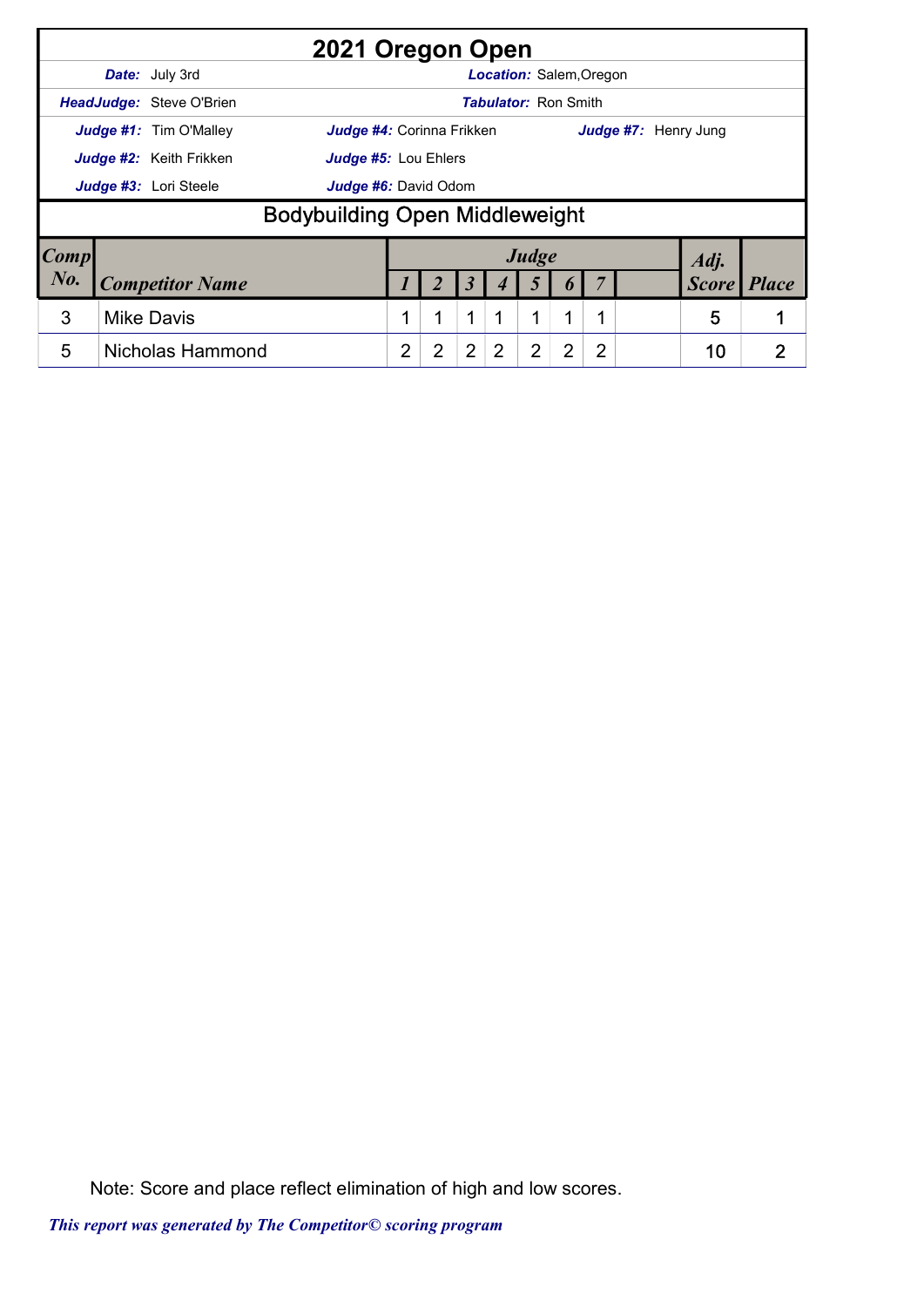# 2021 Oregon Open

**Date:** July 3rd | **Location:** Salem,Oregon

**HeadJudge:** Steve O'Brien | **Tabulator:** Ron Smith

**Judge #1:** Tim O'Malley | **Judge #4:** Corinna Frikken | **Judge #7:** Henry Jung

**Judge #2:** Keith Frikken | **Judge #5:** Lou Ehlers

**Judge #3:** Lori Steele | **Judge #6:** David Odom

## Bodybuilding Open Middleweight

| Comp No. | Competitor Name | Judge 1 | 2 | 3 | 4 | 5 | 6 | 7 | | Adj. Score | Place |
|---|---|---|---|---|---|---|---|---|---|---|---|
| 3 | Mike Davis | 1 | 1 | 1 | 1 | 1 | 1 | 1 | | 5 | 1 |
| 5 | Nicholas Hammond | 2 | 2 | 2 | 2 | 2 | 2 | 2 | | 10 | 2 |

Note: Score and place reflect elimination of high and low scores.

*This report was generated by The Competitor© scoring program*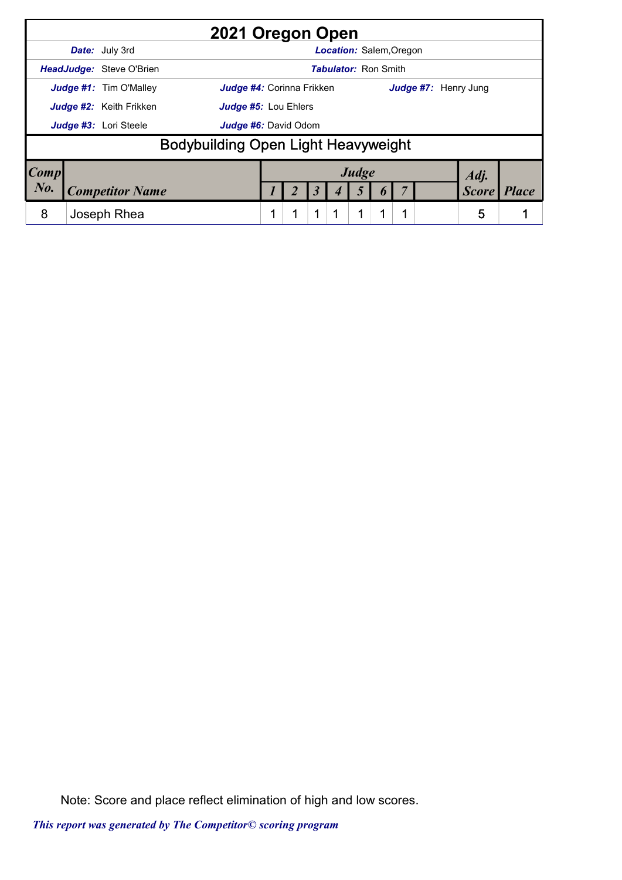# 2021 Oregon Open

**Date:** July 3rd | **Location:** Salem,Oregon

**HeadJudge:** Steve O'Brien | **Tabulator:** Ron Smith

**Judge #1:** Tim O'Malley | **Judge #4:** Corinna Frikken | **Judge #7:** Henry Jung

**Judge #2:** Keith Frikken | **Judge #5:** Lou Ehlers

**Judge #3:** Lori Steele | **Judge #6:** David Odom

## Bodybuilding Open Light Heavyweight

| Comp No. | Competitor Name | Judge 1 | 2 | 3 | 4 | 5 | 6 | 7 | | Adj. Score | Place |
|---|---|---|---|---|---|---|---|---|---|---|---|
| 8 | Joseph Rhea | 1 | 1 | 1 | 1 | 1 | 1 | 1 | | 5 | 1 |

Note: Score and place reflect elimination of high and low scores.

*This report was generated by The Competitor© scoring program*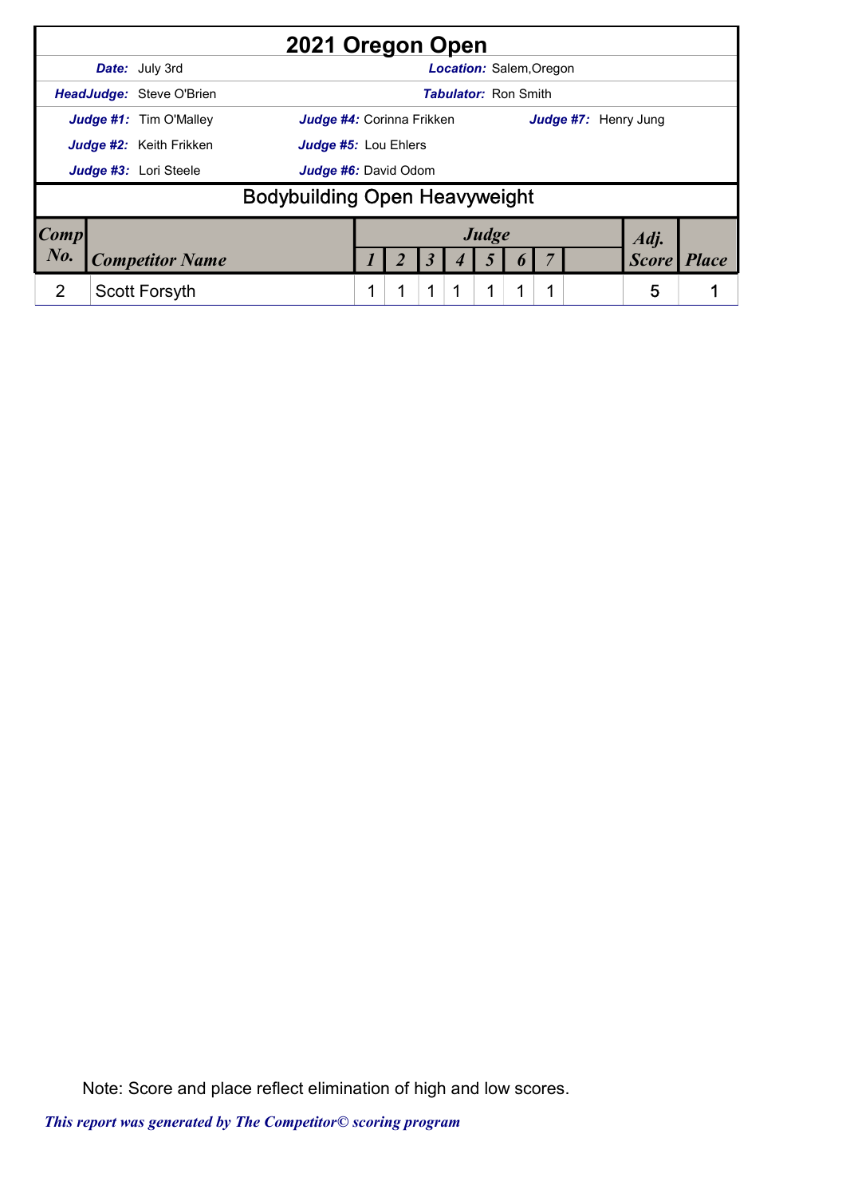# 2021 Oregon Open

| | | | |
|---|---|---|---|
| ***Date:*** July 3rd | | ***Location:*** Salem,Oregon | |
| ***HeadJudge:*** Steve O'Brien | | ***Tabulator:*** Ron Smith | |
| ***Judge #1:*** Tim O'Malley | ***Judge #4:*** Corinna Frikken | ***Judge #7:*** Henry Jung | |
| ***Judge #2:*** Keith Frikken | ***Judge #5:*** Lou Ehlers | | |
| ***Judge #3:*** Lori Steele | ***Judge #6:*** David Odom | | |

## Bodybuilding Open Heavyweight

| *Comp No.* | *Competitor Name* | *Judge 1* | *2* | *3* | *4* | *5* | *6* | *7* | | *Adj. Score* | *Place* |
|---|---|---|---|---|---|---|---|---|---|---|---|
| 2 | Scott Forsyth | 1 | 1 | 1 | 1 | 1 | 1 | 1 | | 5 | 1 |

Note: Score and place reflect elimination of high and low scores.

*This report was generated by The Competitor© scoring program*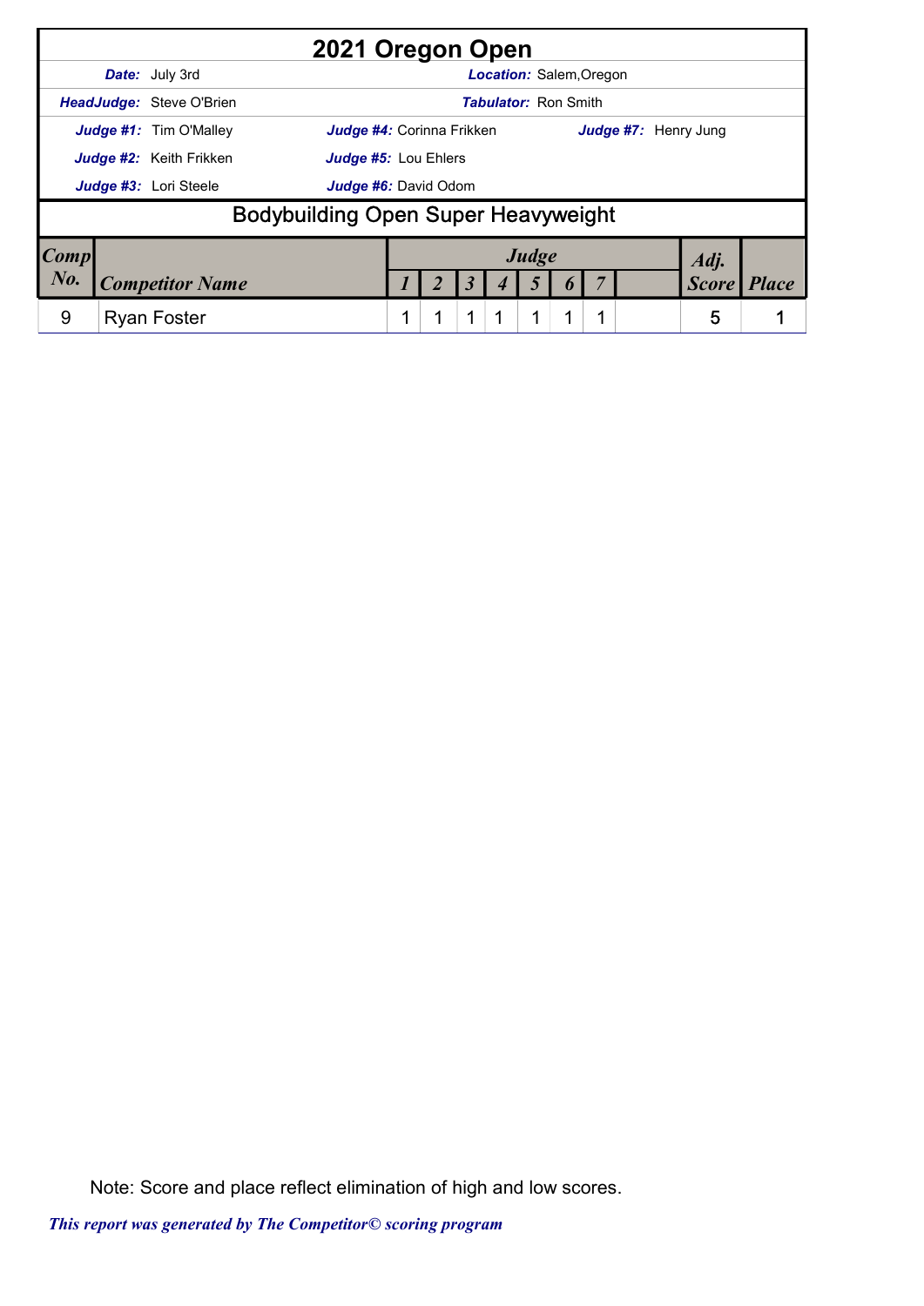# 2021 Oregon Open

**Date:** July 3rd | **Location:** Salem,Oregon

**HeadJudge:** Steve O'Brien | **Tabulator:** Ron Smith

**Judge #1:** Tim O'Malley | **Judge #4:** Corinna Frikken | **Judge #7:** Henry Jung

**Judge #2:** Keith Frikken | **Judge #5:** Lou Ehlers

**Judge #3:** Lori Steele | **Judge #6:** David Odom

## Bodybuilding Open Super Heavyweight

| Comp No. | Competitor Name | Judge 1 | Judge 2 | Judge 3 | Judge 4 | Judge 5 | Judge 6 | Judge 7 | | Adj. Score | Place |
|---|---|---|---|---|---|---|---|---|---|---|---|
| 9 | Ryan Foster | 1 | 1 | 1 | 1 | 1 | 1 | 1 | | 5 | 1 |

Note: Score and place reflect elimination of high and low scores.

*This report was generated by The Competitor© scoring program*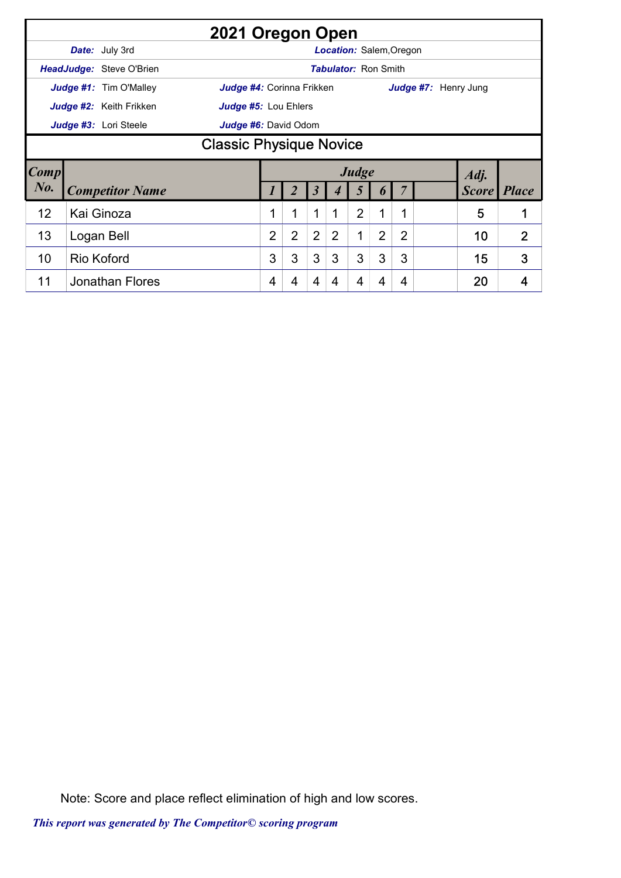# 2021 Oregon Open

**Date:** July 3rd

**Location:** Salem,Oregon

**HeadJudge:** Steve O'Brien

**Tabulator:** Ron Smith

**Judge #1:** Tim O'Malley

**Judge #2:** Keith Frikken

**Judge #3:** Lori Steele

**Judge #4:** Corinna Frikken

**Judge #5:** Lou Ehlers

**Judge #6:** David Odom

**Judge #7:** Henry Jung

## Classic Physique Novice

| Comp No. | Competitor Name | Judge 1 | 2 | 3 | 4 | 5 | 6 | 7 | | Adj. Score | Place |
|---|---|---|---|---|---|---|---|---|---|---|---|
| 12 | Kai Ginoza | 1 | 1 | 1 | 1 | 2 | 1 | 1 | | 5 | 1 |
| 13 | Logan Bell | 2 | 2 | 2 | 2 | 1 | 2 | 2 | | 10 | 2 |
| 10 | Rio Koford | 3 | 3 | 3 | 3 | 3 | 3 | 3 | | 15 | 3 |
| 11 | Jonathan Flores | 4 | 4 | 4 | 4 | 4 | 4 | 4 | | 20 | 4 |

Note: Score and place reflect elimination of high and low scores.

*This report was generated by The Competitor© scoring program*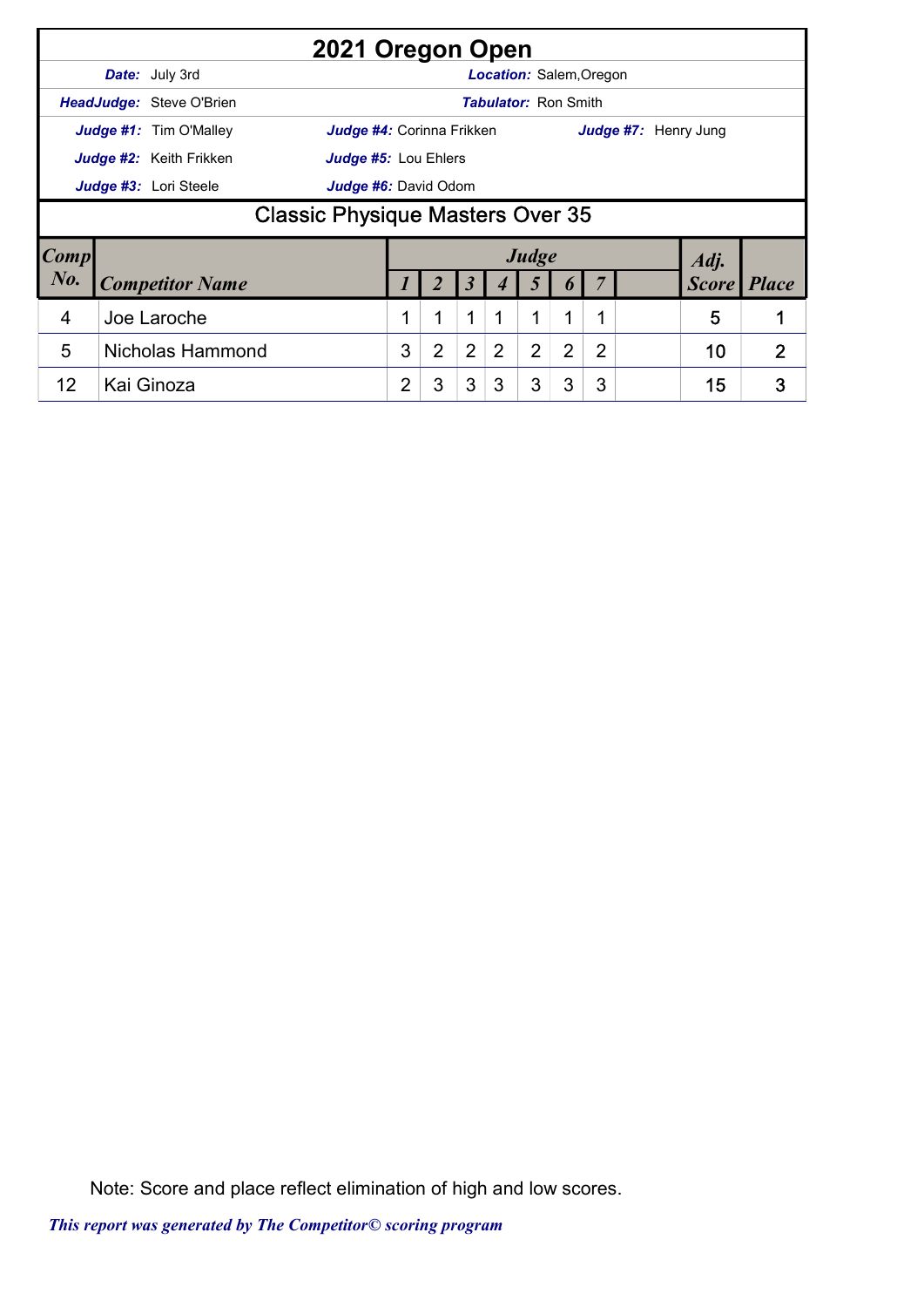# 2021 Oregon Open

**Date:** July 3rd
**Location:** Salem,Oregon

**HeadJudge:** Steve O'Brien
**Tabulator:** Ron Smith

**Judge #1:** Tim O'Malley
**Judge #2:** Keith Frikken
**Judge #3:** Lori Steele
**Judge #4:** Corinna Frikken
**Judge #5:** Lou Ehlers
**Judge #6:** David Odom
**Judge #7:** Henry Jung

## Classic Physique Masters Over 35

| Comp No. | Competitor Name | Judge 1 | 2 | 3 | 4 | 5 | 6 | 7 | | Adj. Score | Place |
|---|---|---|---|---|---|---|---|---|---|---|---|
| 4 | Joe Laroche | 1 | 1 | 1 | 1 | 1 | 1 | 1 | | 5 | 1 |
| 5 | Nicholas Hammond | 3 | 2 | 2 | 2 | 2 | 2 | 2 | | 10 | 2 |
| 12 | Kai Ginoza | 2 | 3 | 3 | 3 | 3 | 3 | 3 | | 15 | 3 |

Note: Score and place reflect elimination of high and low scores.

*This report was generated by The Competitor© scoring program*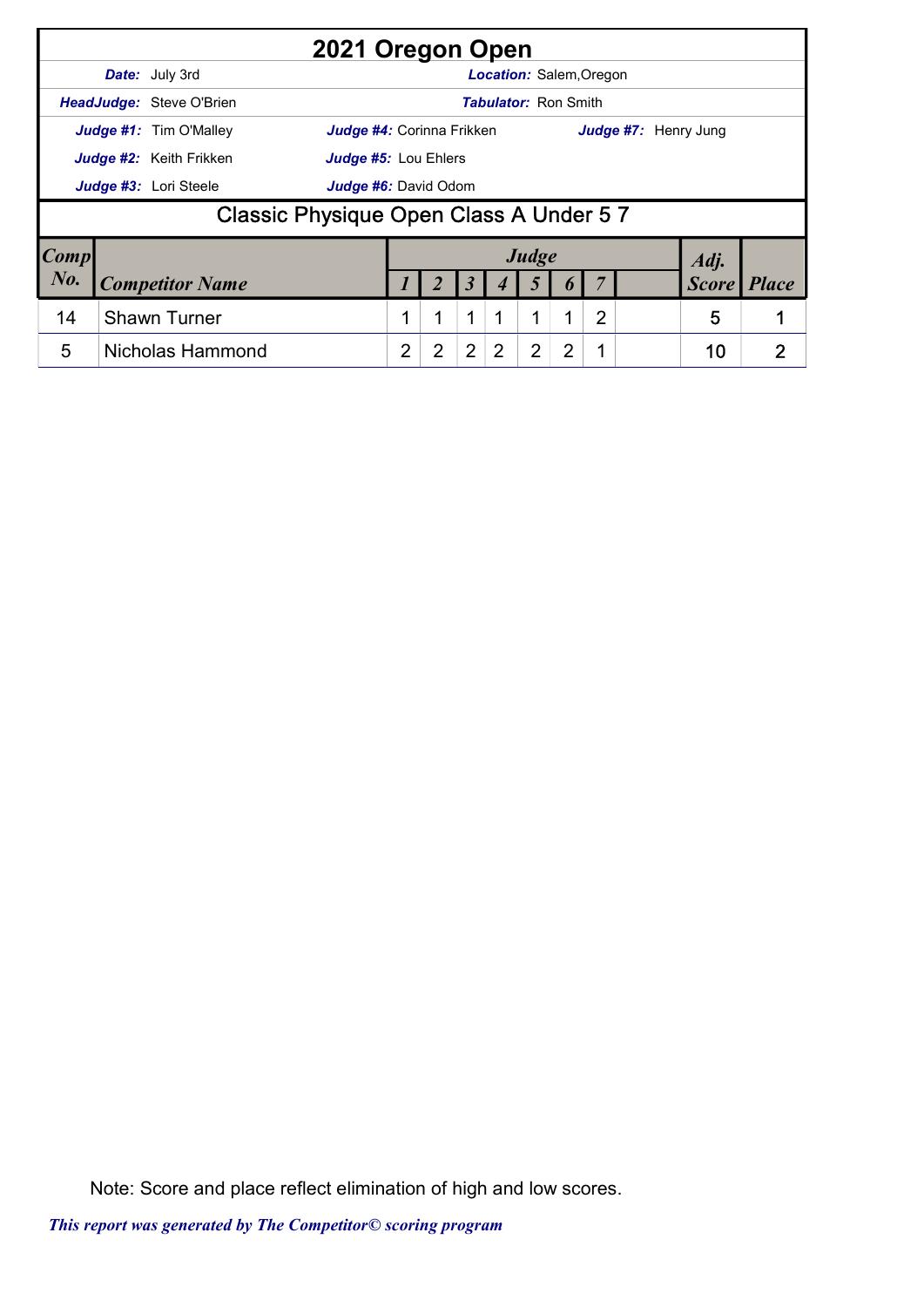# 2021 Oregon Open

**Date:** July 3rd **Location:** Salem,Oregon

**HeadJudge:** Steve O'Brien **Tabulator:** Ron Smith

**Judge #1:** Tim O'Malley **Judge #4:** Corinna Frikken **Judge #7:** Henry Jung

**Judge #2:** Keith Frikken **Judge #5:** Lou Ehlers

**Judge #3:** Lori Steele **Judge #6:** David Odom

## Classic Physique Open Class A Under 5 7

| Comp No. | Competitor Name | Judge 1 | 2 | 3 | 4 | 5 | 6 | 7 | | Adj. Score | Place |
|---|---|---|---|---|---|---|---|---|---|---|---|
| 14 | Shawn Turner | 1 | 1 | 1 | 1 | 1 | 1 | 2 | | 5 | 1 |
| 5 | Nicholas Hammond | 2 | 2 | 2 | 2 | 2 | 2 | 1 | | 10 | 2 |

Note: Score and place reflect elimination of high and low scores.

*This report was generated by The Competitor© scoring program*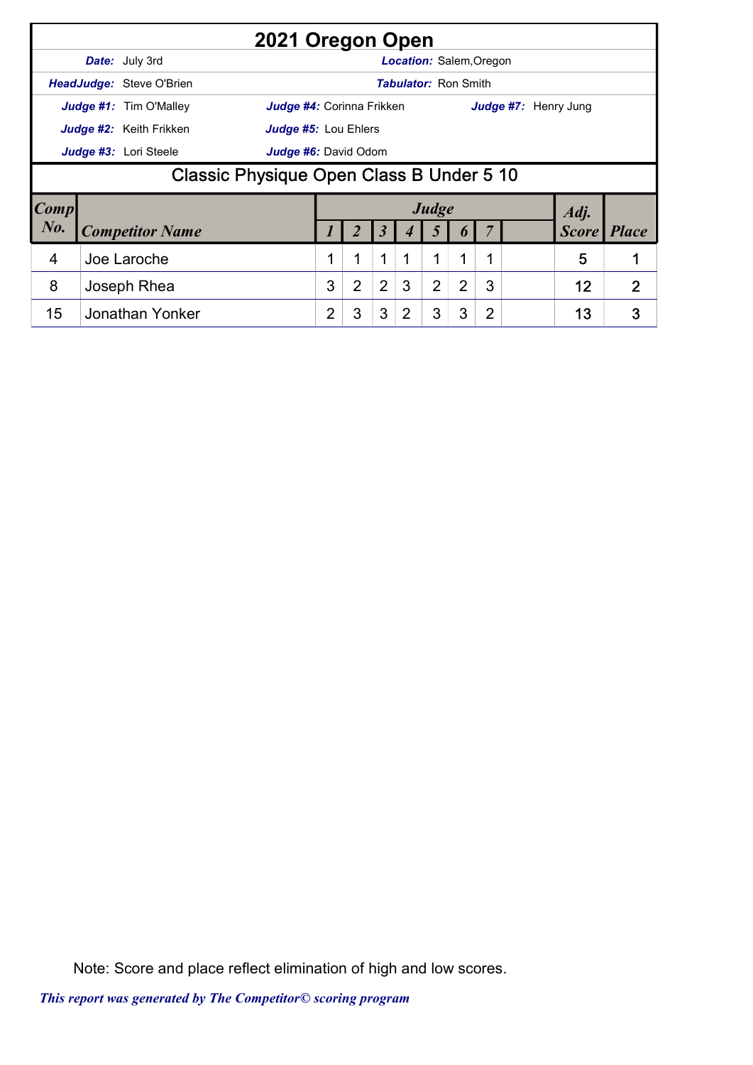# 2021 Oregon Open

**Date:** July 3rd
**Location:** Salem,Oregon

**HeadJudge:** Steve O'Brien
**Tabulator:** Ron Smith

**Judge #1:** Tim O'Malley
**Judge #2:** Keith Frikken
**Judge #3:** Lori Steele
**Judge #4:** Corinna Frikken
**Judge #5:** Lou Ehlers
**Judge #6:** David Odom
**Judge #7:** Henry Jung

## Classic Physique Open Class B Under 5 10

| Comp No. | Competitor Name | Judge 1 | 2 | 3 | 4 | 5 | 6 | 7 | | Adj. Score | Place |
|---|---|---|---|---|---|---|---|---|---|---|---|
| 4 | Joe Laroche | 1 | 1 | 1 | 1 | 1 | 1 | 1 | | 5 | 1 |
| 8 | Joseph Rhea | 3 | 2 | 2 | 3 | 2 | 2 | 3 | | 12 | 2 |
| 15 | Jonathan Yonker | 2 | 3 | 3 | 2 | 3 | 3 | 2 | | 13 | 3 |

Note: Score and place reflect elimination of high and low scores.

*This report was generated by The Competitor© scoring program*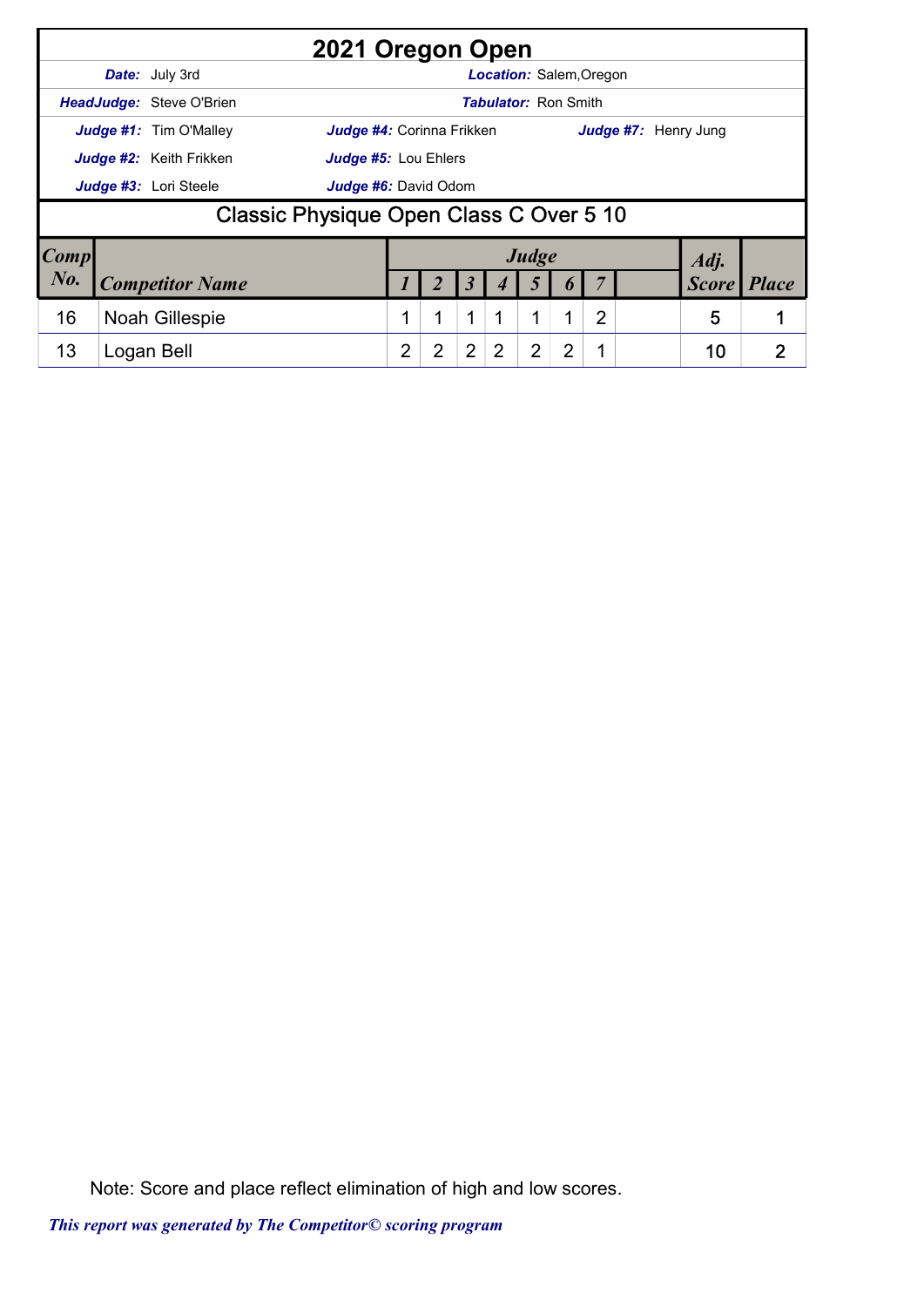# 2021 Oregon Open

**Date:** July 3rd | **Location:** Salem,Oregon

**HeadJudge:** Steve O'Brien | **Tabulator:** Ron Smith

**Judge #1:** Tim O'Malley | **Judge #4:** Corinna Frikken | **Judge #7:** Henry Jung

**Judge #2:** Keith Frikken | **Judge #5:** Lou Ehlers

**Judge #3:** Lori Steele | **Judge #6:** David Odom

## Classic Physique Open Class C Over 5 10

| Comp No. | Competitor Name | Judge 1 | 2 | 3 | 4 | 5 | 6 | 7 | | Adj. Score | Place |
|---|---|---|---|---|---|---|---|---|---|---|---|
| 16 | Noah Gillespie | 1 | 1 | 1 | 1 | 1 | 1 | 2 | | 5 | 1 |
| 13 | Logan Bell | 2 | 2 | 2 | 2 | 2 | 2 | 1 | | 10 | 2 |

Note: Score and place reflect elimination of high and low scores.

*This report was generated by The Competitor© scoring program*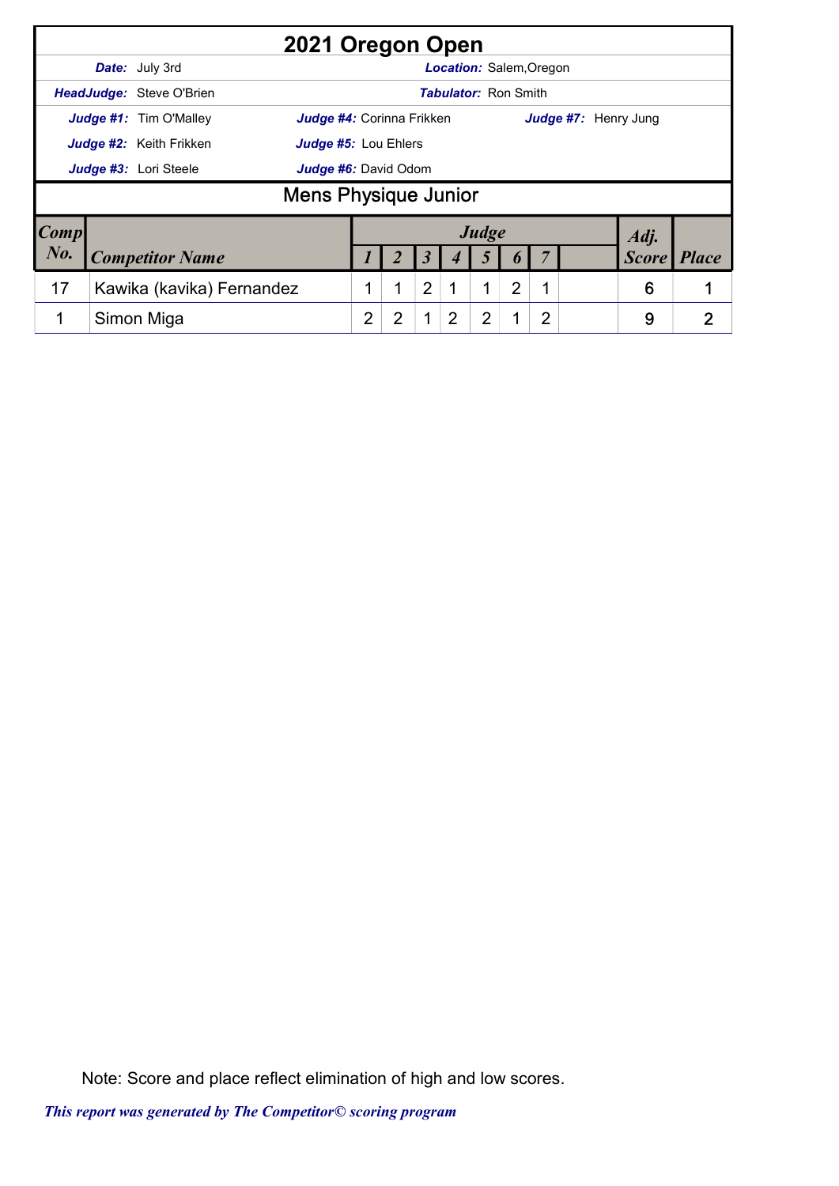# 2021 Oregon Open

**Date:** July 3rd

**Location:** Salem,Oregon

**HeadJudge:** Steve O'Brien

**Tabulator:** Ron Smith

**Judge #1:** Tim O'Malley

**Judge #2:** Keith Frikken

**Judge #3:** Lori Steele

**Judge #4:** Corinna Frikken

**Judge #5:** Lou Ehlers

**Judge #6:** David Odom

**Judge #7:** Henry Jung

## Mens Physique Junior

| Comp No. | Competitor Name | Judge 1 | Judge 2 | Judge 3 | Judge 4 | Judge 5 | Judge 6 | Judge 7 | | Adj. Score | Place |
|---|---|---|---|---|---|---|---|---|---|---|---|
| 17 | Kawika (kavika) Fernandez | 1 | 1 | 2 | 1 | 1 | 2 | 1 | | 6 | 1 |
| 1 | Simon Miga | 2 | 2 | 1 | 2 | 2 | 1 | 2 | | 9 | 2 |

Note: Score and place reflect elimination of high and low scores.

*This report was generated by The Competitor© scoring program*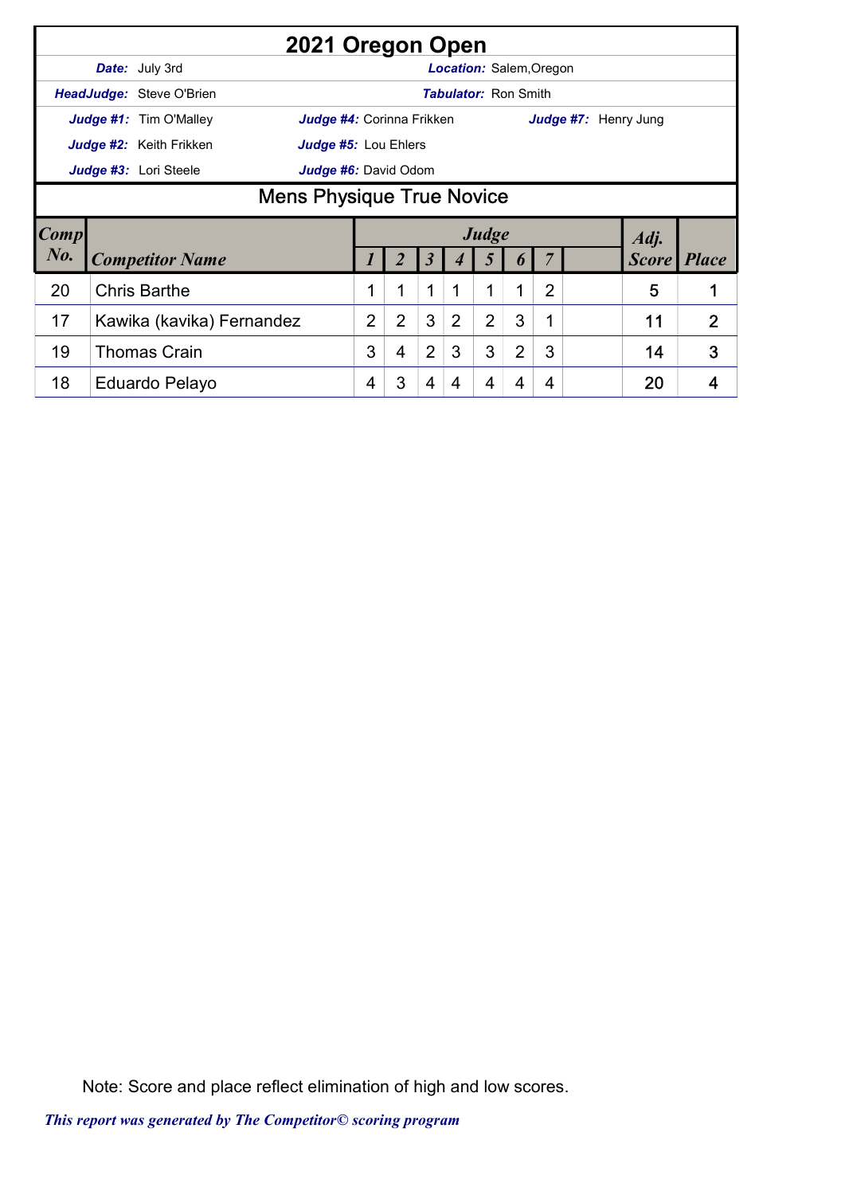# 2021 Oregon Open

**Date:** July 3rd

**Location:** Salem,Oregon

**HeadJudge:** Steve O'Brien

**Tabulator:** Ron Smith

**Judge #1:** Tim O'Malley

**Judge #2:** Keith Frikken

**Judge #3:** Lori Steele

**Judge #4:** Corinna Frikken

**Judge #5:** Lou Ehlers

**Judge #6:** David Odom

**Judge #7:** Henry Jung

## Mens Physique True Novice

| Comp No. | Competitor Name | Judge 1 | 2 | 3 | 4 | 5 | 6 | 7 | | Adj. Score | Place |
|---|---|---|---|---|---|---|---|---|---|---|---|
| 20 | Chris Barthe | 1 | 1 | 1 | 1 | 1 | 1 | 2 | | 5 | 1 |
| 17 | Kawika (kavika) Fernandez | 2 | 2 | 3 | 2 | 2 | 3 | 1 | | 11 | 2 |
| 19 | Thomas Crain | 3 | 4 | 2 | 3 | 3 | 2 | 3 | | 14 | 3 |
| 18 | Eduardo Pelayo | 4 | 3 | 4 | 4 | 4 | 4 | 4 | | 20 | 4 |

Note: Score and place reflect elimination of high and low scores.

*This report was generated by The Competitor© scoring program*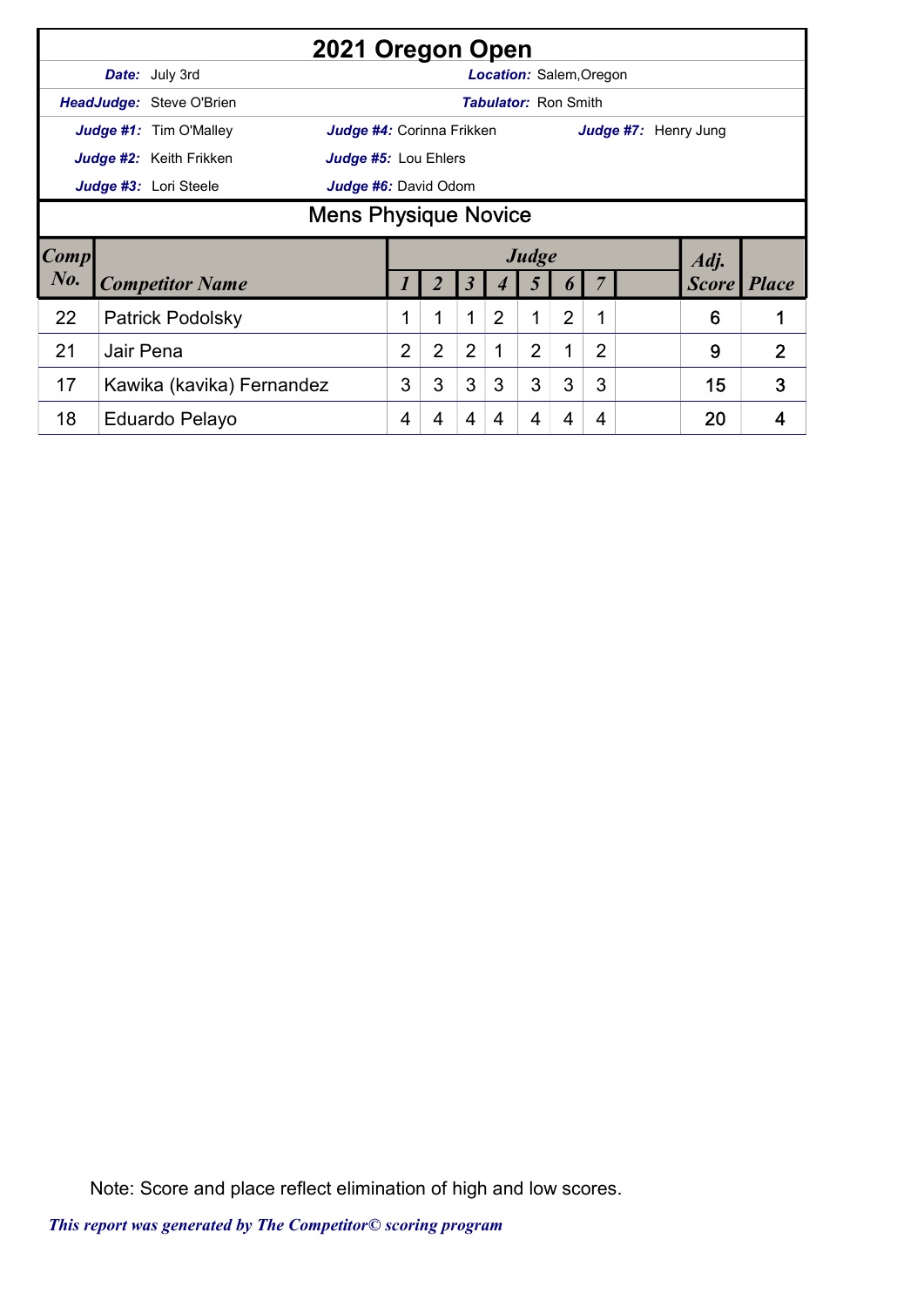# 2021 Oregon Open

**Date:** July 3rd **Location:** Salem,Oregon

**HeadJudge:** Steve O'Brien **Tabulator:** Ron Smith

**Judge #1:** Tim O'Malley **Judge #4:** Corinna Frikken **Judge #7:** Henry Jung

**Judge #2:** Keith Frikken **Judge #5:** Lou Ehlers

**Judge #3:** Lori Steele **Judge #6:** David Odom

## Mens Physique Novice

| Comp No. | Competitor Name | Judge 1 | 2 | 3 | 4 | 5 | 6 | 7 | | Adj. Score | Place |
|---|---|---|---|---|---|---|---|---|---|---|---|
| 22 | Patrick Podolsky | 1 | 1 | 1 | 2 | 1 | 2 | 1 | | 6 | 1 |
| 21 | Jair Pena | 2 | 2 | 2 | 1 | 2 | 1 | 2 | | 9 | 2 |
| 17 | Kawika (kavika) Fernandez | 3 | 3 | 3 | 3 | 3 | 3 | 3 | | 15 | 3 |
| 18 | Eduardo Pelayo | 4 | 4 | 4 | 4 | 4 | 4 | 4 | | 20 | 4 |

Note: Score and place reflect elimination of high and low scores.

*This report was generated by The Competitor© scoring program*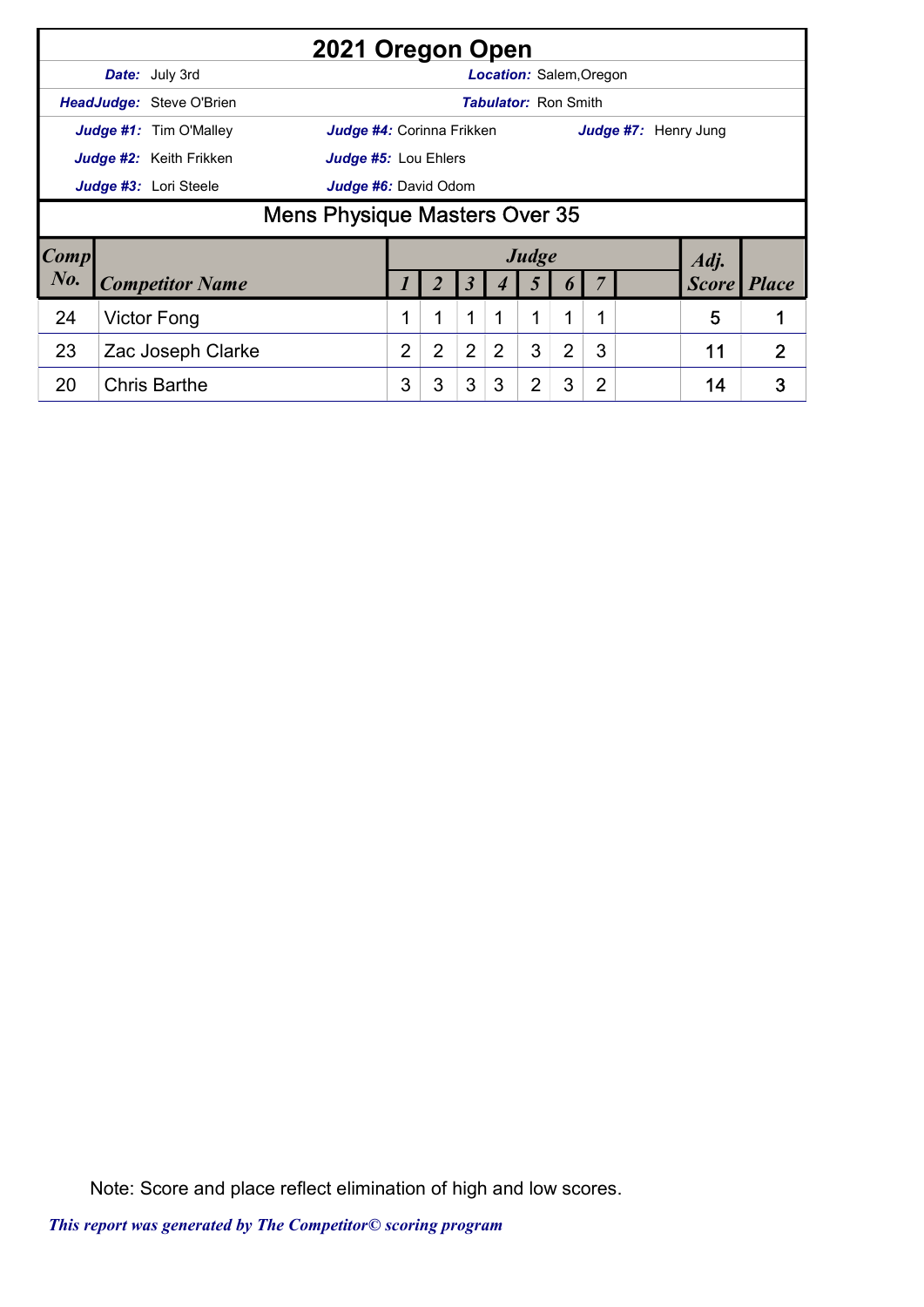# 2021 Oregon Open

**Date:** July 3rd | **Location:** Salem,Oregon

**HeadJudge:** Steve O'Brien | **Tabulator:** Ron Smith

**Judge #1:** Tim O'Malley | **Judge #4:** Corinna Frikken | **Judge #7:** Henry Jung

**Judge #2:** Keith Frikken | **Judge #5:** Lou Ehlers

**Judge #3:** Lori Steele | **Judge #6:** David Odom

## Mens Physique Masters Over 35

| Comp No. | Competitor Name | Judge 1 | 2 | 3 | 4 | 5 | 6 | 7 | | Adj. Score | Place |
|---|---|---|---|---|---|---|---|---|---|---|---|
| 24 | Victor Fong | 1 | 1 | 1 | 1 | 1 | 1 | 1 | | 5 | 1 |
| 23 | Zac Joseph Clarke | 2 | 2 | 2 | 2 | 3 | 2 | 3 | | 11 | 2 |
| 20 | Chris Barthe | 3 | 3 | 3 | 3 | 2 | 3 | 2 | | 14 | 3 |

Note: Score and place reflect elimination of high and low scores.

*This report was generated by The Competitor© scoring program*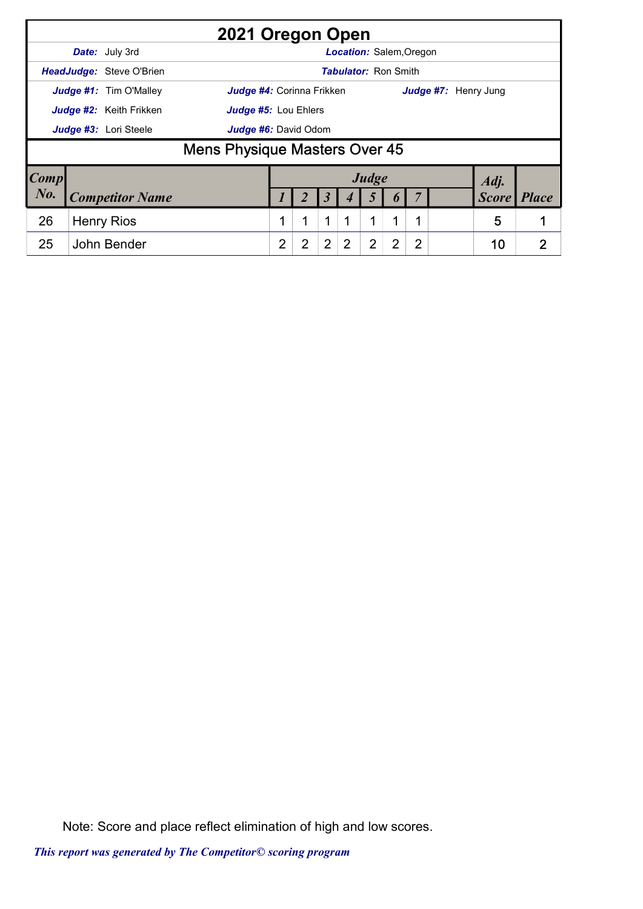# 2021 Oregon Open

**Date:** July 3rd | **Location:** Salem,Oregon

**HeadJudge:** Steve O'Brien | **Tabulator:** Ron Smith

**Judge #1:** Tim O'Malley | **Judge #4:** Corinna Frikken | **Judge #7:** Henry Jung

**Judge #2:** Keith Frikken | **Judge #5:** Lou Ehlers

**Judge #3:** Lori Steele | **Judge #6:** David Odom

## Mens Physique Masters Over 45

| Comp No. | Competitor Name | Judge 1 | 2 | 3 | 4 | 5 | 6 | 7 | | Adj. Score | Place |
|---|---|---|---|---|---|---|---|---|---|---|---|
| 26 | Henry Rios | 1 | 1 | 1 | 1 | 1 | 1 | 1 | | 5 | 1 |
| 25 | John Bender | 2 | 2 | 2 | 2 | 2 | 2 | 2 | | 10 | 2 |

Note: Score and place reflect elimination of high and low scores.

*This report was generated by The Competitor© scoring program*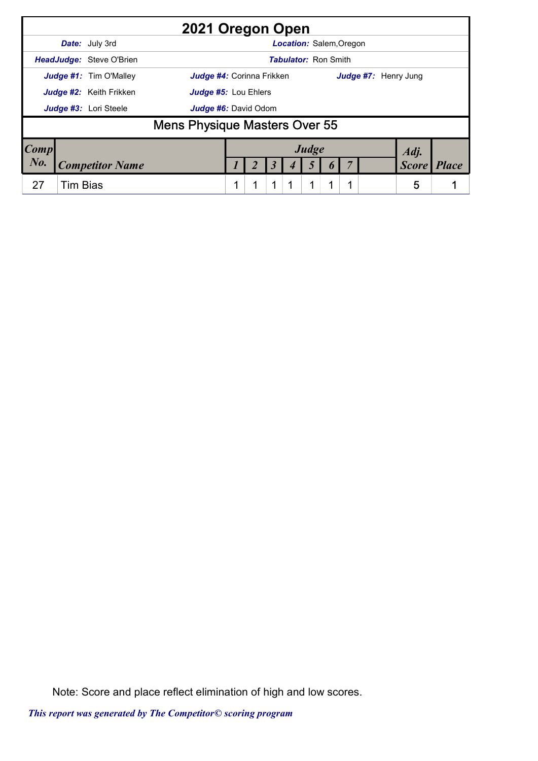# 2021 Oregon Open

**Date:** July 3rd　　**Location:** Salem,Oregon

**HeadJudge:** Steve O'Brien　　**Tabulator:** Ron Smith

**Judge #1:** Tim O'Malley　　**Judge #4:** Corinna Frikken　　**Judge #7:** Henry Jung

**Judge #2:** Keith Frikken　　**Judge #5:** Lou Ehlers

**Judge #3:** Lori Steele　　**Judge #6:** David Odom

## Mens Physique Masters Over 55

| Comp No. | Competitor Name | Judge 1 | Judge 2 | Judge 3 | Judge 4 | Judge 5 | Judge 6 | Judge 7 | | Adj. Score | Place |
|---|---|---|---|---|---|---|---|---|---|---|---|
| 27 | Tim Bias | 1 | 1 | 1 | 1 | 1 | 1 | 1 | | 5 | 1 |

Note: Score and place reflect elimination of high and low scores.

*This report was generated by The Competitor© scoring program*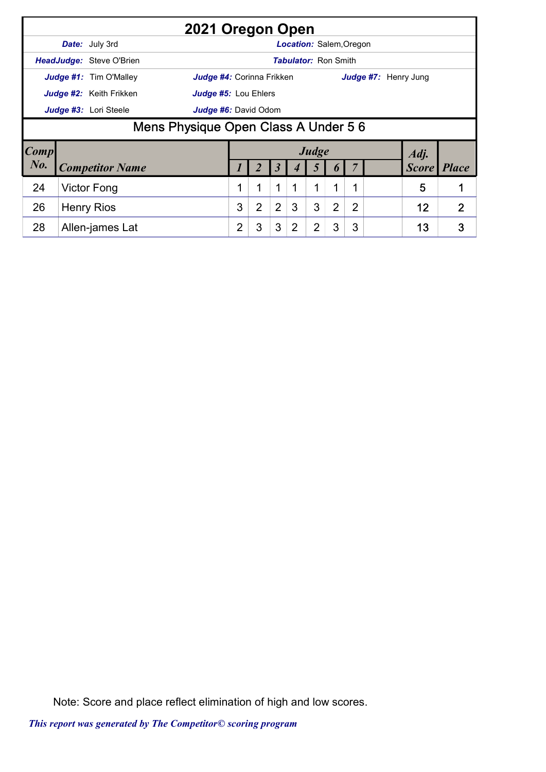# 2021 Oregon Open

**Date:** July 3rd | **Location:** Salem,Oregon

**HeadJudge:** Steve O'Brien | **Tabulator:** Ron Smith

**Judge #1:** Tim O'Malley | **Judge #4:** Corinna Frikken | **Judge #7:** Henry Jung

**Judge #2:** Keith Frikken | **Judge #5:** Lou Ehlers

**Judge #3:** Lori Steele | **Judge #6:** David Odom

## Mens Physique Open Class A Under 5 6

| Comp No. | Competitor Name | Judge 1 | Judge 2 | Judge 3 | Judge 4 | Judge 5 | Judge 6 | Judge 7 | | Adj. Score | Place |
|---|---|---|---|---|---|---|---|---|---|---|---|
| 24 | Victor Fong | 1 | 1 | 1 | 1 | 1 | 1 | 1 | | 5 | 1 |
| 26 | Henry Rios | 3 | 2 | 2 | 3 | 3 | 2 | 2 | | 12 | 2 |
| 28 | Allen-james Lat | 2 | 3 | 3 | 2 | 2 | 3 | 3 | | 13 | 3 |

Note: Score and place reflect elimination of high and low scores.

*This report was generated by The Competitor© scoring program*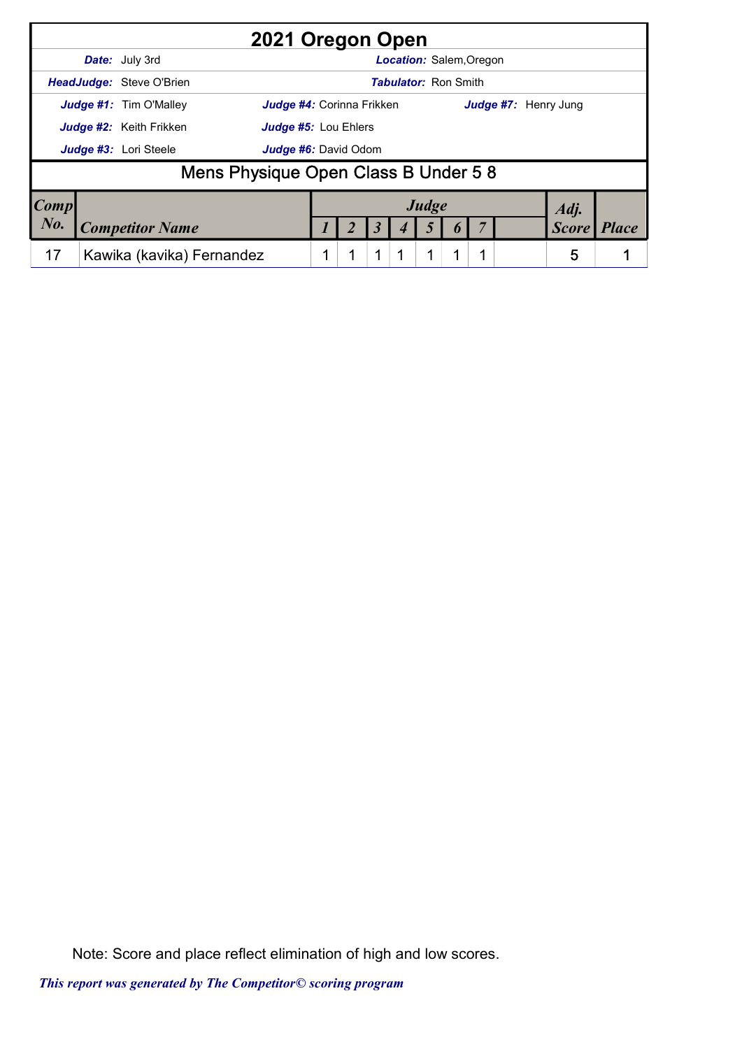# 2021 Oregon Open

**Date:** July 3rd | **Location:** Salem,Oregon

**HeadJudge:** Steve O'Brien | **Tabulator:** Ron Smith

**Judge #1:** Tim O'Malley | **Judge #4:** Corinna Frikken | **Judge #7:** Henry Jung

**Judge #2:** Keith Frikken | **Judge #5:** Lou Ehlers

**Judge #3:** Lori Steele | **Judge #6:** David Odom

## Mens Physique Open Class B Under 5 8

| Comp No. | Competitor Name | Judge 1 | Judge 2 | Judge 3 | Judge 4 | Judge 5 | Judge 6 | Judge 7 | | Adj. Score | Place |
|---|---|---|---|---|---|---|---|---|---|---|---|
| 17 | Kawika (kavika) Fernandez | 1 | 1 | 1 | 1 | 1 | 1 | 1 | | 5 | 1 |

Note: Score and place reflect elimination of high and low scores.

*This report was generated by The Competitor© scoring program*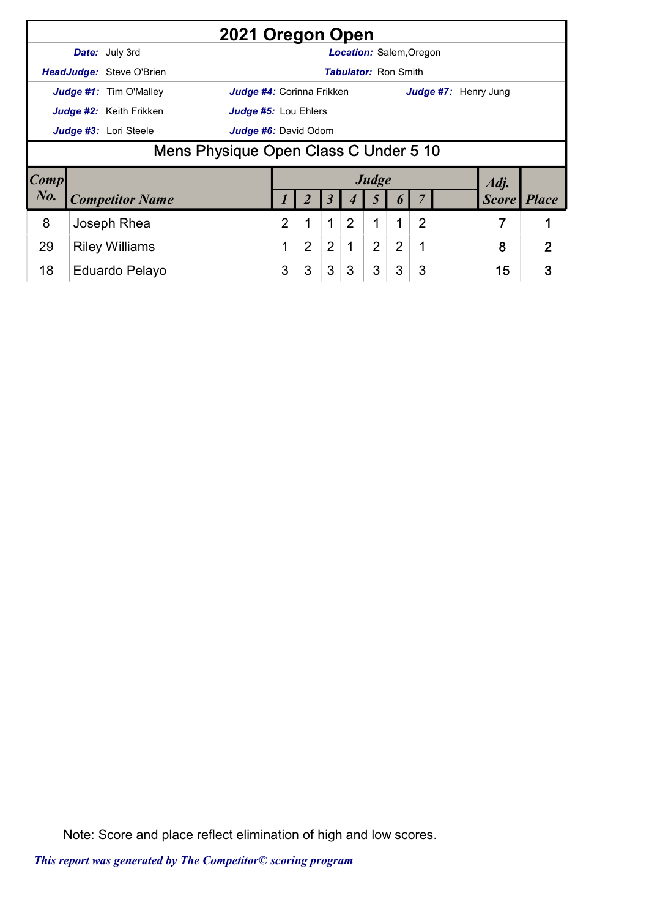# 2021 Oregon Open

**Date:** July 3rd **Location:** Salem,Oregon

**HeadJudge:** Steve O'Brien **Tabulator:** Ron Smith

**Judge #1:** Tim O'Malley **Judge #4:** Corinna Frikken **Judge #7:** Henry Jung

**Judge #2:** Keith Frikken **Judge #5:** Lou Ehlers

**Judge #3:** Lori Steele **Judge #6:** David Odom

## Mens Physique Open Class C Under 5 10

| Comp No. | Competitor Name | Judge 1 | 2 | 3 | 4 | 5 | 6 | 7 | | Adj. Score | Place |
|---|---|---|---|---|---|---|---|---|---|---|---|
| 8 | Joseph Rhea | 2 | 1 | 1 | 2 | 1 | 1 | 2 | | 7 | 1 |
| 29 | Riley Williams | 1 | 2 | 2 | 1 | 2 | 2 | 1 | | 8 | 2 |
| 18 | Eduardo Pelayo | 3 | 3 | 3 | 3 | 3 | 3 | 3 | | 15 | 3 |

Note: Score and place reflect elimination of high and low scores.

*This report was generated by The Competitor© scoring program*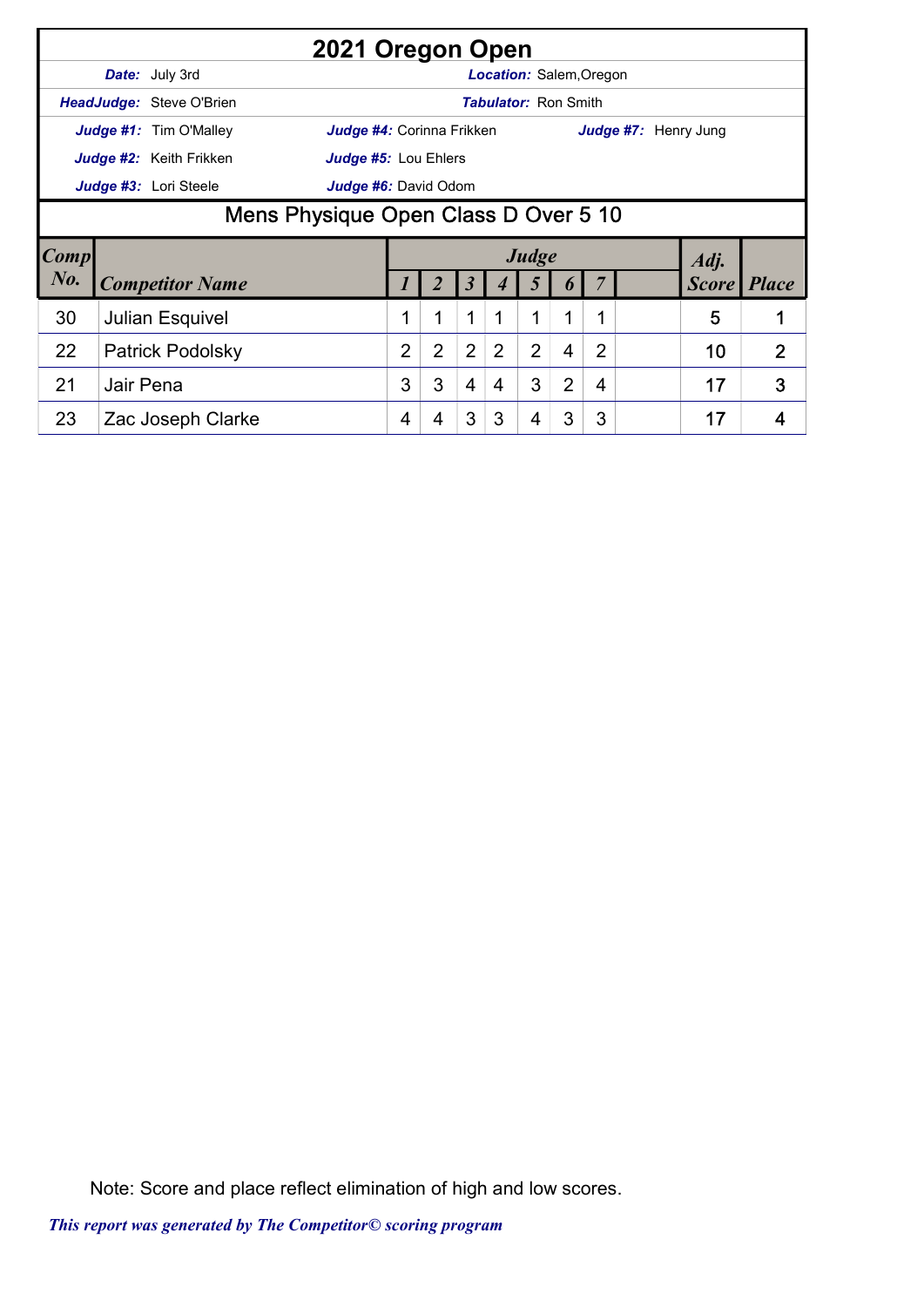# 2021 Oregon Open

**Date:** July 3rd | **Location:** Salem,Oregon

**HeadJudge:** Steve O'Brien | **Tabulator:** Ron Smith

**Judge #1:** Tim O'Malley | **Judge #4:** Corinna Frikken | **Judge #7:** Henry Jung

**Judge #2:** Keith Frikken | **Judge #5:** Lou Ehlers

**Judge #3:** Lori Steele | **Judge #6:** David Odom

## Mens Physique Open Class D Over 5 10

| Comp No. | Competitor Name | Judge 1 | 2 | 3 | 4 | 5 | 6 | 7 | | Adj. Score | Place |
|---|---|---|---|---|---|---|---|---|---|---|---|
| 30 | Julian Esquivel | 1 | 1 | 1 | 1 | 1 | 1 | 1 | | 5 | 1 |
| 22 | Patrick Podolsky | 2 | 2 | 2 | 2 | 2 | 4 | 2 | | 10 | 2 |
| 21 | Jair Pena | 3 | 3 | 4 | 4 | 3 | 2 | 4 | | 17 | 3 |
| 23 | Zac Joseph Clarke | 4 | 4 | 3 | 3 | 4 | 3 | 3 | | 17 | 4 |

Note: Score and place reflect elimination of high and low scores.

*This report was generated by The Competitor© scoring program*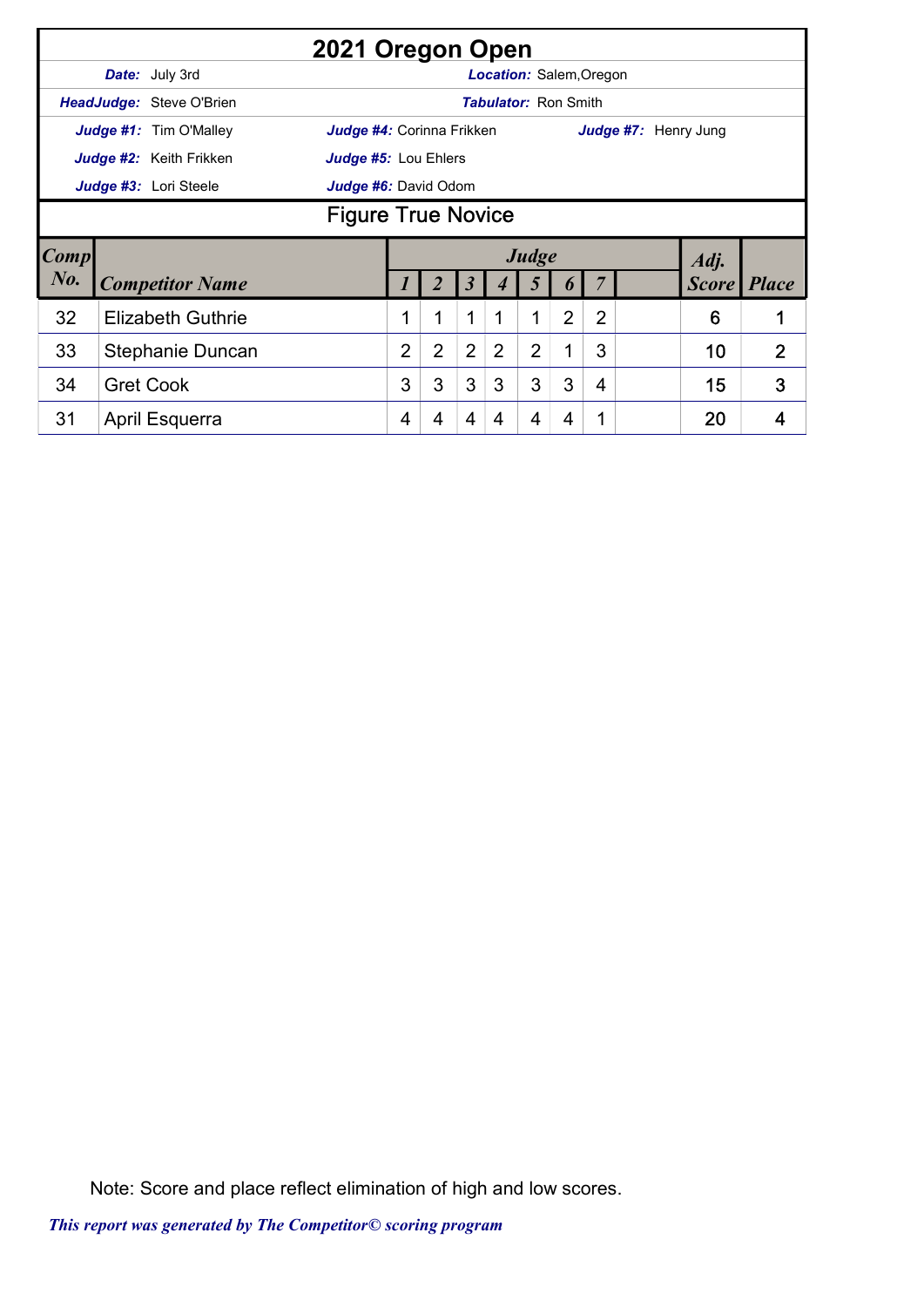# 2021 Oregon Open

***Date:*** July 3rd  ***Location:*** Salem,Oregon

***HeadJudge:*** Steve O'Brien  ***Tabulator:*** Ron Smith

***Judge #1:*** Tim O'Malley  ***Judge #4:*** Corinna Frikken  ***Judge #7:*** Henry Jung

***Judge #2:*** Keith Frikken  ***Judge #5:*** Lou Ehlers

***Judge #3:*** Lori Steele  ***Judge #6:*** David Odom

## Figure True Novice

| Comp No. | Competitor Name | Judge 1 | 2 | 3 | 4 | 5 | 6 | 7 | | Adj. Score | Place |
|---|---|---|---|---|---|---|---|---|---|---|---|
| 32 | Elizabeth Guthrie | 1 | 1 | 1 | 1 | 1 | 2 | 2 | | 6 | 1 |
| 33 | Stephanie Duncan | 2 | 2 | 2 | 2 | 2 | 1 | 3 | | 10 | 2 |
| 34 | Gret Cook | 3 | 3 | 3 | 3 | 3 | 3 | 4 | | 15 | 3 |
| 31 | April Esquerra | 4 | 4 | 4 | 4 | 4 | 4 | 1 | | 20 | 4 |

Note: Score and place reflect elimination of high and low scores.

*This report was generated by The Competitor© scoring program*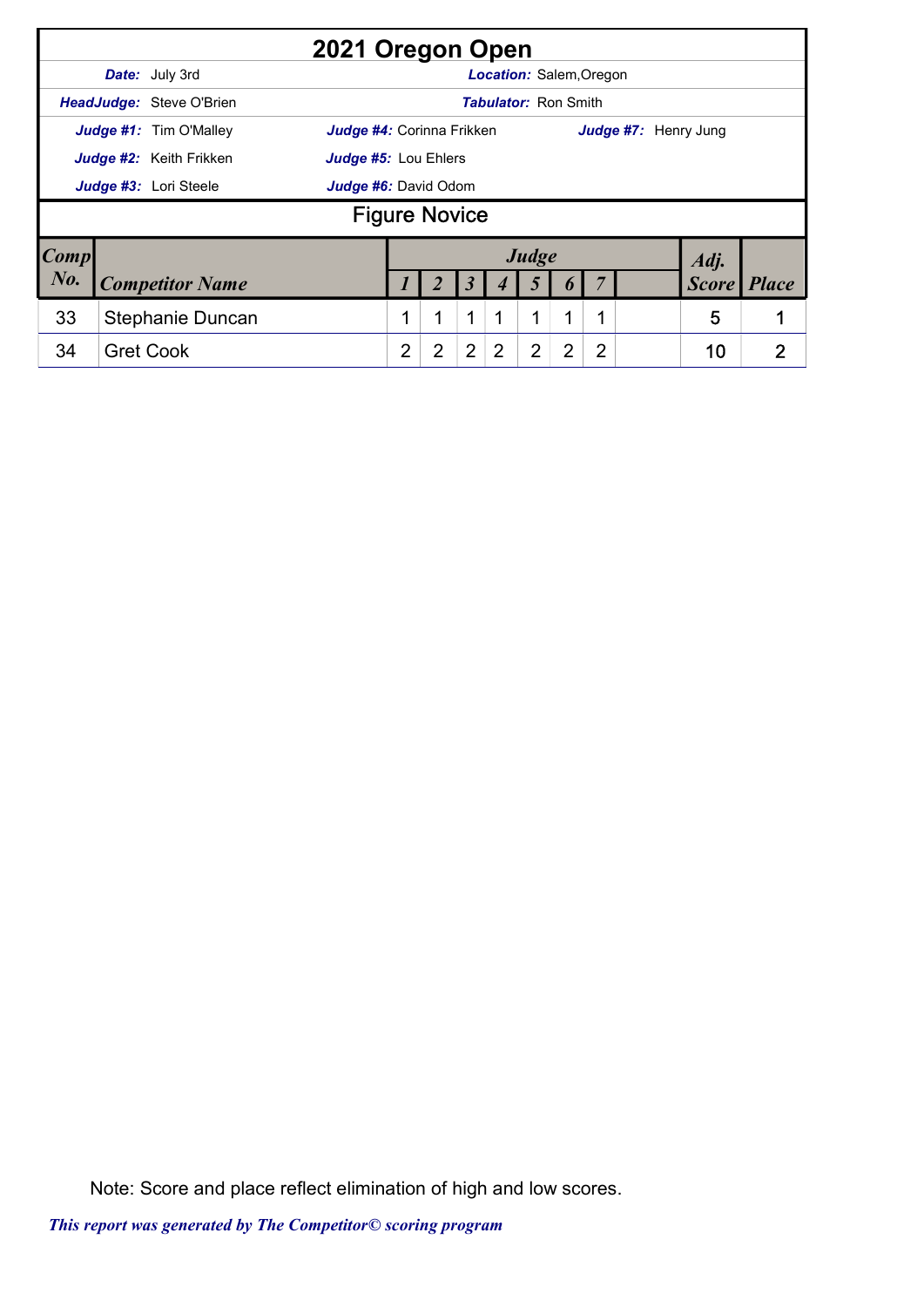# 2021 Oregon Open

**Date:** July 3rd | **Location:** Salem,Oregon

**HeadJudge:** Steve O'Brien | **Tabulator:** Ron Smith

**Judge #1:** Tim O'Malley | **Judge #4:** Corinna Frikken | **Judge #7:** Henry Jung

**Judge #2:** Keith Frikken | **Judge #5:** Lou Ehlers

**Judge #3:** Lori Steele | **Judge #6:** David Odom

## Figure Novice

| Comp No. | Competitor Name | Judge 1 | Judge 2 | Judge 3 | Judge 4 | Judge 5 | Judge 6 | Judge 7 | | Adj. Score | Place |
|---|---|---|---|---|---|---|---|---|---|---|---|
| 33 | Stephanie Duncan | 1 | 1 | 1 | 1 | 1 | 1 | 1 | | 5 | 1 |
| 34 | Gret Cook | 2 | 2 | 2 | 2 | 2 | 2 | 2 | | 10 | 2 |

Note: Score and place reflect elimination of high and low scores.

*This report was generated by The Competitor© scoring program*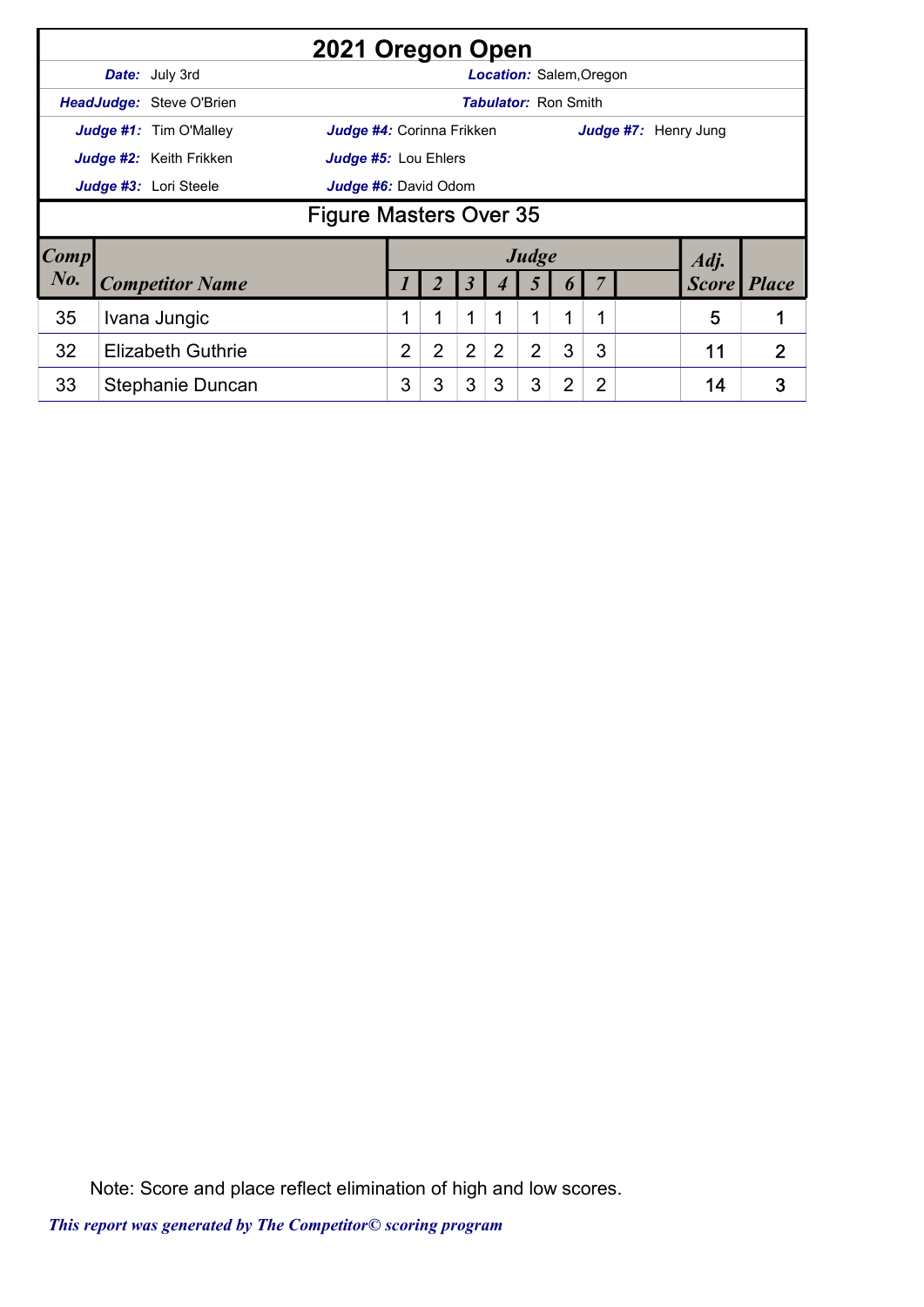# 2021 Oregon Open

**Date:** July 3rd | **Location:** Salem,Oregon

**HeadJudge:** Steve O'Brien | **Tabulator:** Ron Smith

**Judge #1:** Tim O'Malley | **Judge #4:** Corinna Frikken | **Judge #7:** Henry Jung

**Judge #2:** Keith Frikken | **Judge #5:** Lou Ehlers

**Judge #3:** Lori Steele | **Judge #6:** David Odom

## Figure Masters Over 35

| Comp No. | Competitor Name | Judge 1 | 2 | 3 | 4 | 5 | 6 | 7 | | Adj. Score | Place |
|---|---|---|---|---|---|---|---|---|---|---|---|
| 35 | Ivana Jungic | 1 | 1 | 1 | 1 | 1 | 1 | 1 | | 5 | 1 |
| 32 | Elizabeth Guthrie | 2 | 2 | 2 | 2 | 2 | 3 | 3 | | 11 | 2 |
| 33 | Stephanie Duncan | 3 | 3 | 3 | 3 | 3 | 2 | 2 | | 14 | 3 |

Note: Score and place reflect elimination of high and low scores.

*This report was generated by The Competitor© scoring program*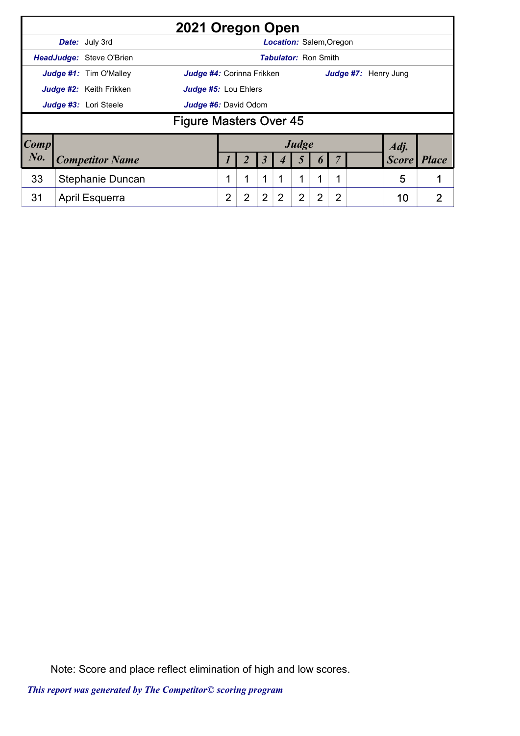# 2021 Oregon Open

**Date:** July 3rd | **Location:** Salem,Oregon

**HeadJudge:** Steve O'Brien | **Tabulator:** Ron Smith

**Judge #1:** Tim O'Malley | **Judge #4:** Corinna Frikken | **Judge #7:** Henry Jung

**Judge #2:** Keith Frikken | **Judge #5:** Lou Ehlers

**Judge #3:** Lori Steele | **Judge #6:** David Odom

## Figure Masters Over 45

| Comp No. | Competitor Name | Judge 1 | Judge 2 | Judge 3 | Judge 4 | Judge 5 | Judge 6 | Judge 7 | | Adj. Score | Place |
|---|---|---|---|---|---|---|---|---|---|---|---|
| 33 | Stephanie Duncan | 1 | 1 | 1 | 1 | 1 | 1 | 1 | | 5 | 1 |
| 31 | April Esquerra | 2 | 2 | 2 | 2 | 2 | 2 | 2 | | 10 | 2 |

Note: Score and place reflect elimination of high and low scores.

*This report was generated by The Competitor© scoring program*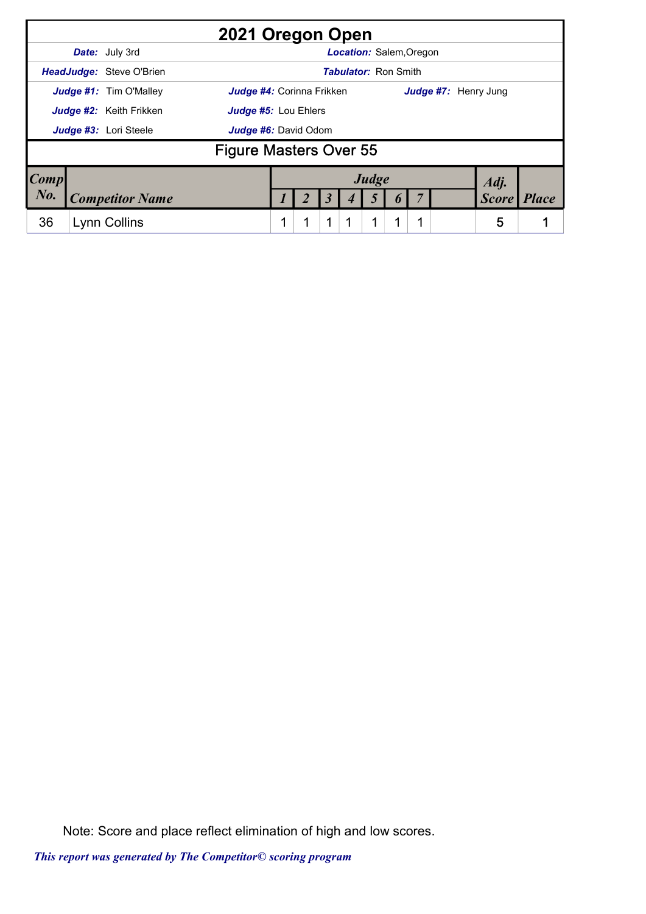# 2021 Oregon Open

**Date:** July 3rd

**Location:** Salem,Oregon

**HeadJudge:** Steve O'Brien

**Tabulator:** Ron Smith

**Judge #1:** Tim O'Malley

**Judge #2:** Keith Frikken

**Judge #3:** Lori Steele

**Judge #4:** Corinna Frikken

**Judge #5:** Lou Ehlers

**Judge #6:** David Odom

**Judge #7:** Henry Jung

## Figure Masters Over 55

| Comp No. | Competitor Name | Judge 1 | 2 | 3 | 4 | 5 | 6 | 7 | | Adj. Score | Place |
|---|---|---|---|---|---|---|---|---|---|---|---|
| 36 | Lynn Collins | 1 | 1 | 1 | 1 | 1 | 1 | 1 | | 5 | 1 |

Note: Score and place reflect elimination of high and low scores.

*This report was generated by The Competitor© scoring program*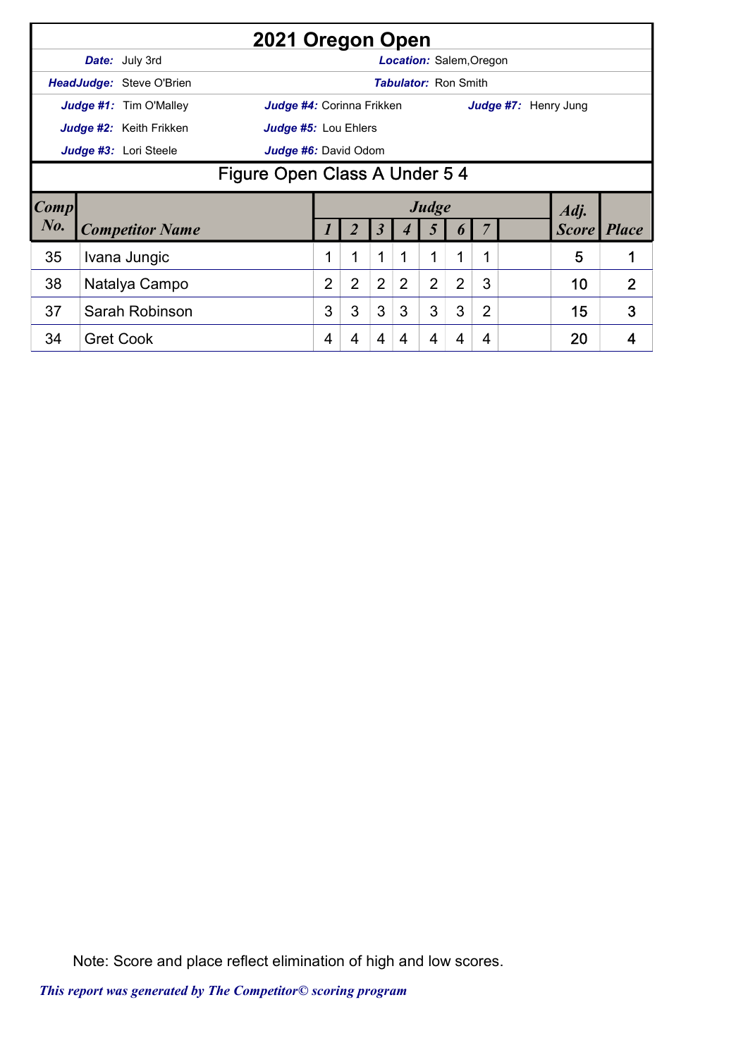# 2021 Oregon Open

**Date:** July 3rd  **Location:** Salem,Oregon

**HeadJudge:** Steve O'Brien  **Tabulator:** Ron Smith

**Judge #1:** Tim O'Malley  **Judge #4:** Corinna Frikken  **Judge #7:** Henry Jung

**Judge #2:** Keith Frikken  **Judge #5:** Lou Ehlers

**Judge #3:** Lori Steele  **Judge #6:** David Odom

## Figure Open Class A Under 5 4

| Comp No. | Competitor Name | Judge 1 | 2 | 3 | 4 | 5 | 6 | 7 | | Adj. Score | Place |
|---|---|---|---|---|---|---|---|---|---|---|---|
| 35 | Ivana Jungic | 1 | 1 | 1 | 1 | 1 | 1 | 1 | | 5 | 1 |
| 38 | Natalya Campo | 2 | 2 | 2 | 2 | 2 | 2 | 3 | | 10 | 2 |
| 37 | Sarah Robinson | 3 | 3 | 3 | 3 | 3 | 3 | 2 | | 15 | 3 |
| 34 | Gret Cook | 4 | 4 | 4 | 4 | 4 | 4 | 4 | | 20 | 4 |

Note: Score and place reflect elimination of high and low scores.

*This report was generated by The Competitor© scoring program*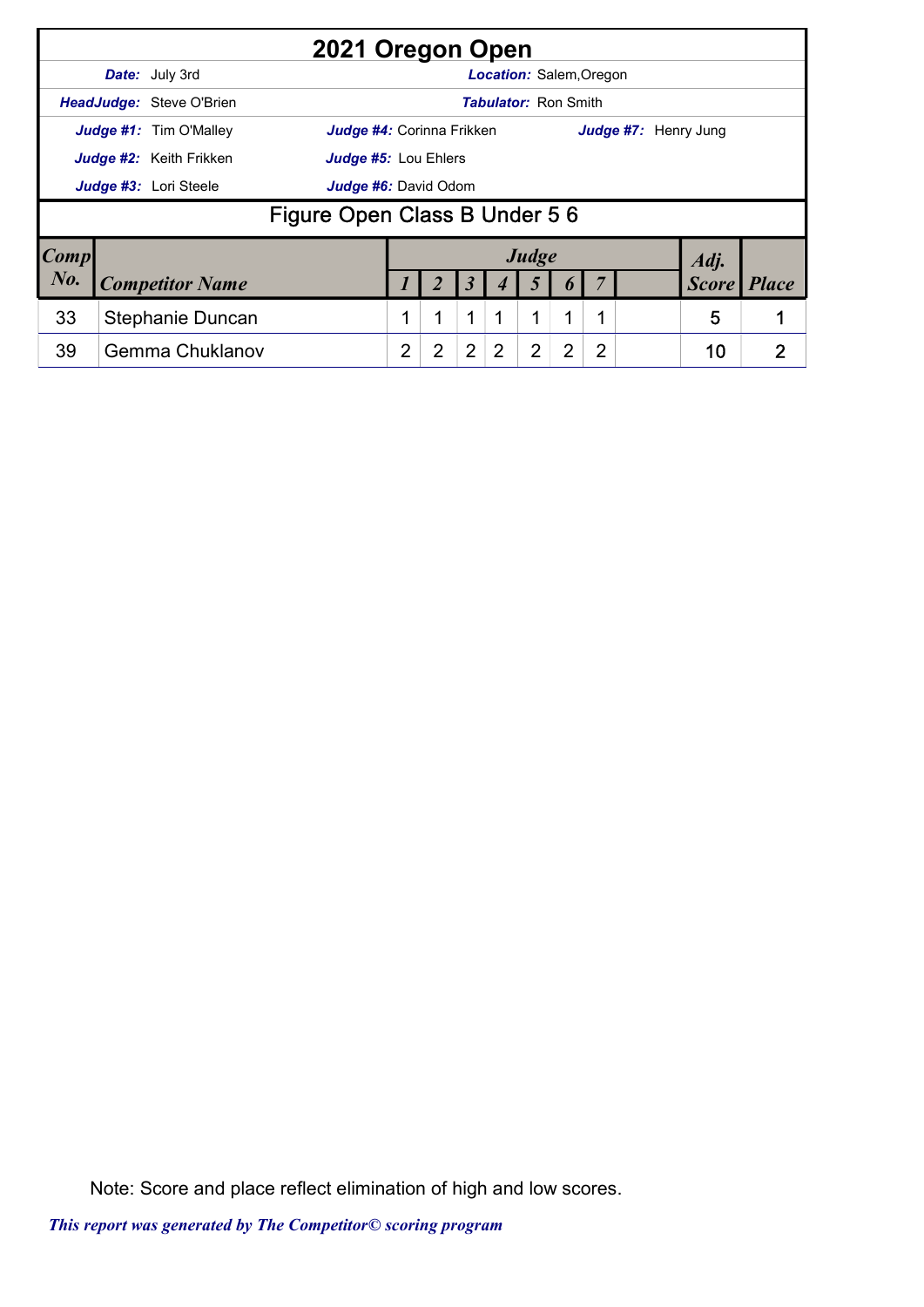# 2021 Oregon Open

**Date:** July 3rd | **Location:** Salem,Oregon

**HeadJudge:** Steve O'Brien | **Tabulator:** Ron Smith

**Judge #1:** Tim O'Malley | **Judge #4:** Corinna Frikken | **Judge #7:** Henry Jung

**Judge #2:** Keith Frikken | **Judge #5:** Lou Ehlers

**Judge #3:** Lori Steele | **Judge #6:** David Odom

## Figure Open Class B Under 5 6

| Comp No. | Competitor Name | Judge 1 | 2 | 3 | 4 | 5 | 6 | 7 | | Adj. Score | Place |
|---|---|---|---|---|---|---|---|---|---|---|---|
| 33 | Stephanie Duncan | 1 | 1 | 1 | 1 | 1 | 1 | 1 | | 5 | 1 |
| 39 | Gemma Chuklanov | 2 | 2 | 2 | 2 | 2 | 2 | 2 | | 10 | 2 |

Note: Score and place reflect elimination of high and low scores.

*This report was generated by The Competitor© scoring program*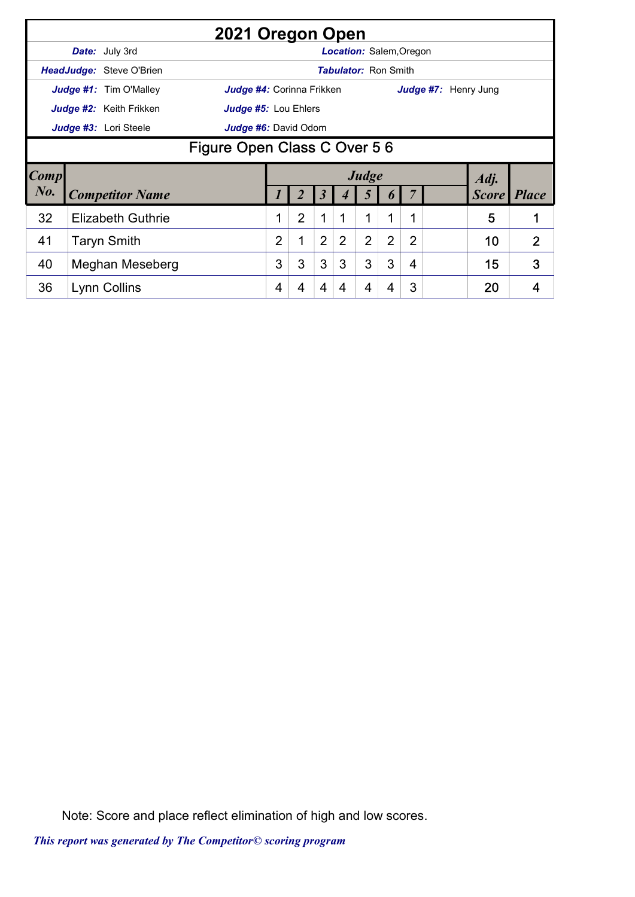# 2021 Oregon Open

**Date:** July 3rd

**Location:** Salem,Oregon

**HeadJudge:** Steve O'Brien

**Tabulator:** Ron Smith

**Judge #1:** Tim O'Malley

**Judge #2:** Keith Frikken

**Judge #3:** Lori Steele

**Judge #4:** Corinna Frikken

**Judge #5:** Lou Ehlers

**Judge #6:** David Odom

**Judge #7:** Henry Jung

## Figure Open Class C Over 5 6

| Comp No. | Competitor Name | Judge 1 | Judge 2 | Judge 3 | Judge 4 | Judge 5 | Judge 6 | Judge 7 | | Adj. Score | Place |
|---|---|---|---|---|---|---|---|---|---|---|---|
| 32 | Elizabeth Guthrie | 1 | 2 | 1 | 1 | 1 | 1 | 1 | | 5 | 1 |
| 41 | Taryn Smith | 2 | 1 | 2 | 2 | 2 | 2 | 2 | | 10 | 2 |
| 40 | Meghan Meseberg | 3 | 3 | 3 | 3 | 3 | 3 | 4 | | 15 | 3 |
| 36 | Lynn Collins | 4 | 4 | 4 | 4 | 4 | 4 | 3 | | 20 | 4 |

Note: Score and place reflect elimination of high and low scores.

*This report was generated by The Competitor© scoring program*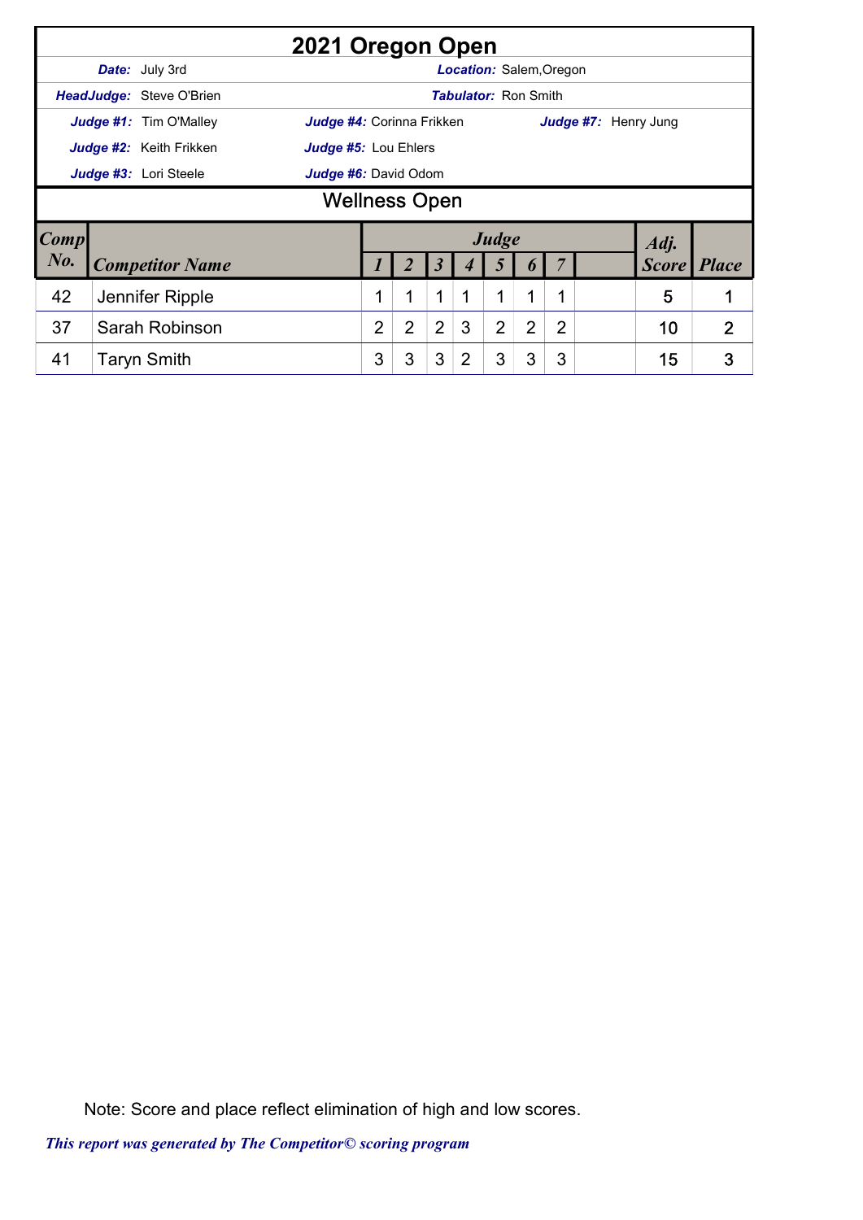# 2021 Oregon Open

**Date:** July 3rd | **Location:** Salem,Oregon

**HeadJudge:** Steve O'Brien | **Tabulator:** Ron Smith

**Judge #1:** Tim O'Malley | **Judge #4:** Corinna Frikken | **Judge #7:** Henry Jung

**Judge #2:** Keith Frikken | **Judge #5:** Lou Ehlers

**Judge #3:** Lori Steele | **Judge #6:** David Odom

## Wellness Open

| Comp No. | Competitor Name | Judge 1 | 2 | 3 | 4 | 5 | 6 | 7 | | Adj. Score | Place |
|---|---|---|---|---|---|---|---|---|---|---|---|
| 42 | Jennifer Ripple | 1 | 1 | 1 | 1 | 1 | 1 | 1 | | 5 | 1 |
| 37 | Sarah Robinson | 2 | 2 | 2 | 3 | 2 | 2 | 2 | | 10 | 2 |
| 41 | Taryn Smith | 3 | 3 | 3 | 2 | 3 | 3 | 3 | | 15 | 3 |

Note: Score and place reflect elimination of high and low scores.

*This report was generated by The Competitor© scoring program*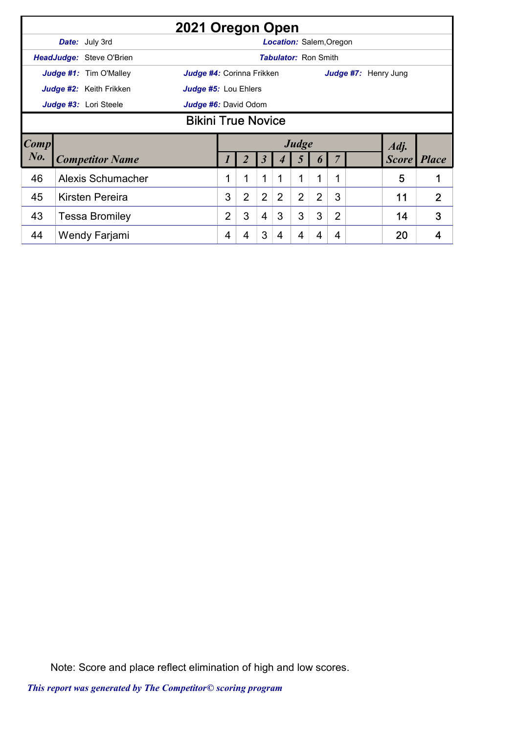# 2021 Oregon Open

**Date:** July 3rd | **Location:** Salem,Oregon

**HeadJudge:** Steve O'Brien | **Tabulator:** Ron Smith

**Judge #1:** Tim O'Malley | **Judge #4:** Corinna Frikken | **Judge #7:** Henry Jung

**Judge #2:** Keith Frikken | **Judge #5:** Lou Ehlers

**Judge #3:** Lori Steele | **Judge #6:** David Odom

## Bikini True Novice

| Comp No. | Competitor Name | Judge 1 | 2 | 3 | 4 | 5 | 6 | 7 | | Adj. Score | Place |
|---|---|---|---|---|---|---|---|---|---|---|---|
| 46 | Alexis Schumacher | 1 | 1 | 1 | 1 | 1 | 1 | 1 | | 5 | 1 |
| 45 | Kirsten Pereira | 3 | 2 | 2 | 2 | 2 | 2 | 3 | | 11 | 2 |
| 43 | Tessa Bromiley | 2 | 3 | 4 | 3 | 3 | 3 | 2 | | 14 | 3 |
| 44 | Wendy Farjami | 4 | 4 | 3 | 4 | 4 | 4 | 4 | | 20 | 4 |

Note: Score and place reflect elimination of high and low scores.

*This report was generated by The Competitor© scoring program*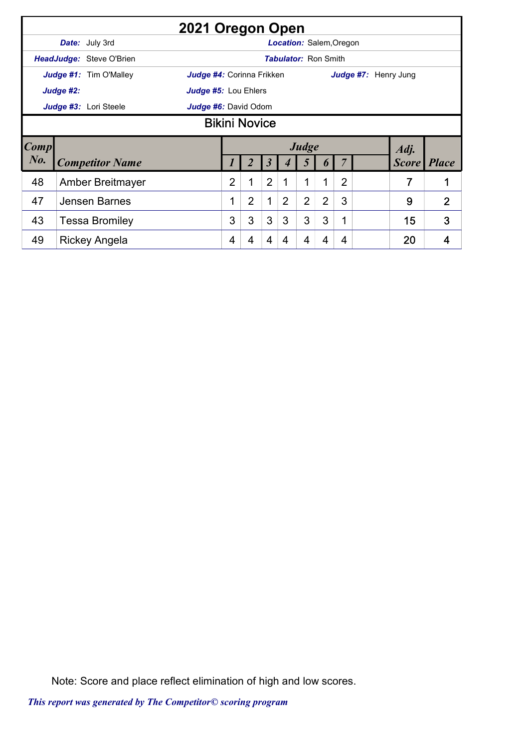# 2021 Oregon Open

**Date:** July 3rd **Location:** Salem,Oregon

**HeadJudge:** Steve O'Brien **Tabulator:** Ron Smith

**Judge #1:** Tim O'Malley **Judge #4:** Corinna Frikken **Judge #7:** Henry Jung

**Judge #2:** **Judge #5:** Lou Ehlers

**Judge #3:** Lori Steele **Judge #6:** David Odom

## Bikini Novice

| Comp No. | Competitor Name | Judge 1 | 2 | 3 | 4 | 5 | 6 | 7 | | Adj. Score | Place |
|---|---|---|---|---|---|---|---|---|---|---|---|
| 48 | Amber Breitmayer | 2 | 1 | 2 | 1 | 1 | 1 | 2 | | 7 | 1 |
| 47 | Jensen Barnes | 1 | 2 | 1 | 2 | 2 | 2 | 3 | | 9 | 2 |
| 43 | Tessa Bromiley | 3 | 3 | 3 | 3 | 3 | 3 | 1 | | 15 | 3 |
| 49 | Rickey Angela | 4 | 4 | 4 | 4 | 4 | 4 | 4 | | 20 | 4 |

Note: Score and place reflect elimination of high and low scores.

*This report was generated by The Competitor© scoring program*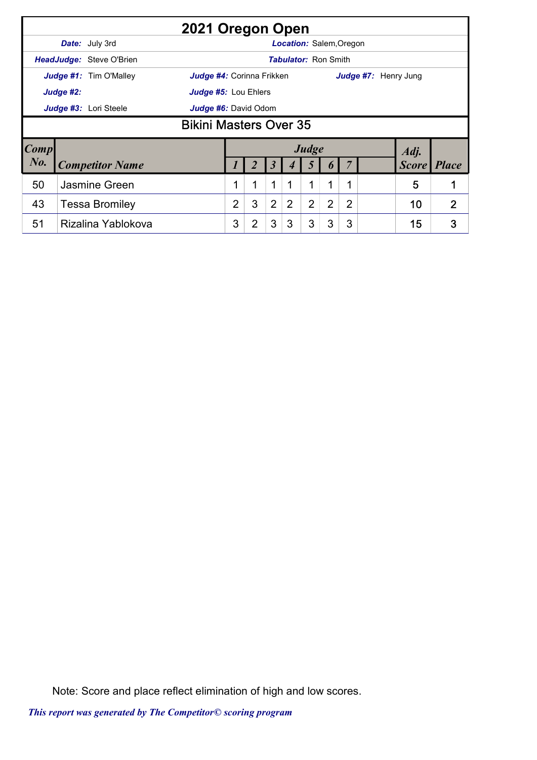# 2021 Oregon Open

**Date:** July 3rd | **Location:** Salem,Oregon

**HeadJudge:** Steve O'Brien | **Tabulator:** Ron Smith

**Judge #1:** Tim O'Malley | **Judge #4:** Corinna Frikken | **Judge #7:** Henry Jung

**Judge #2:** | **Judge #5:** Lou Ehlers

**Judge #3:** Lori Steele | **Judge #6:** David Odom

## Bikini Masters Over 35

| Comp No. | Competitor Name | Judge 1 | 2 | 3 | 4 | 5 | 6 | 7 | | Adj. Score | Place |
|---|---|---|---|---|---|---|---|---|---|---|---|
| 50 | Jasmine Green | 1 | 1 | 1 | 1 | 1 | 1 | 1 | | 5 | 1 |
| 43 | Tessa Bromiley | 2 | 3 | 2 | 2 | 2 | 2 | 2 | | 10 | 2 |
| 51 | Rizalina Yablokova | 3 | 2 | 3 | 3 | 3 | 3 | 3 | | 15 | 3 |

Note: Score and place reflect elimination of high and low scores.

*This report was generated by The Competitor© scoring program*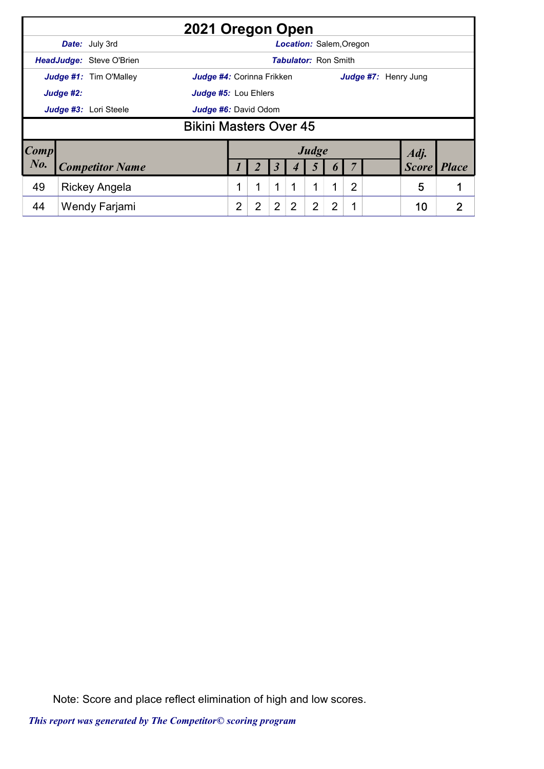# 2021 Oregon Open

**Date:** July 3rd

**Location:** Salem,Oregon

**HeadJudge:** Steve O'Brien

**Tabulator:** Ron Smith

**Judge #1:** Tim O'Malley

**Judge #2:**

**Judge #3:** Lori Steele

**Judge #4:** Corinna Frikken

**Judge #5:** Lou Ehlers

**Judge #6:** David Odom

**Judge #7:** Henry Jung

## Bikini Masters Over 45

| Comp No. | Competitor Name | Judge 1 | 2 | 3 | 4 | 5 | 6 | 7 | | Adj. Score | Place |
|---|---|---|---|---|---|---|---|---|---|---|---|
| 49 | Rickey Angela | 1 | 1 | 1 | 1 | 1 | 1 | 2 | | 5 | 1 |
| 44 | Wendy Farjami | 2 | 2 | 2 | 2 | 2 | 2 | 1 | | 10 | 2 |

Note: Score and place reflect elimination of high and low scores.

*This report was generated by The Competitor© scoring program*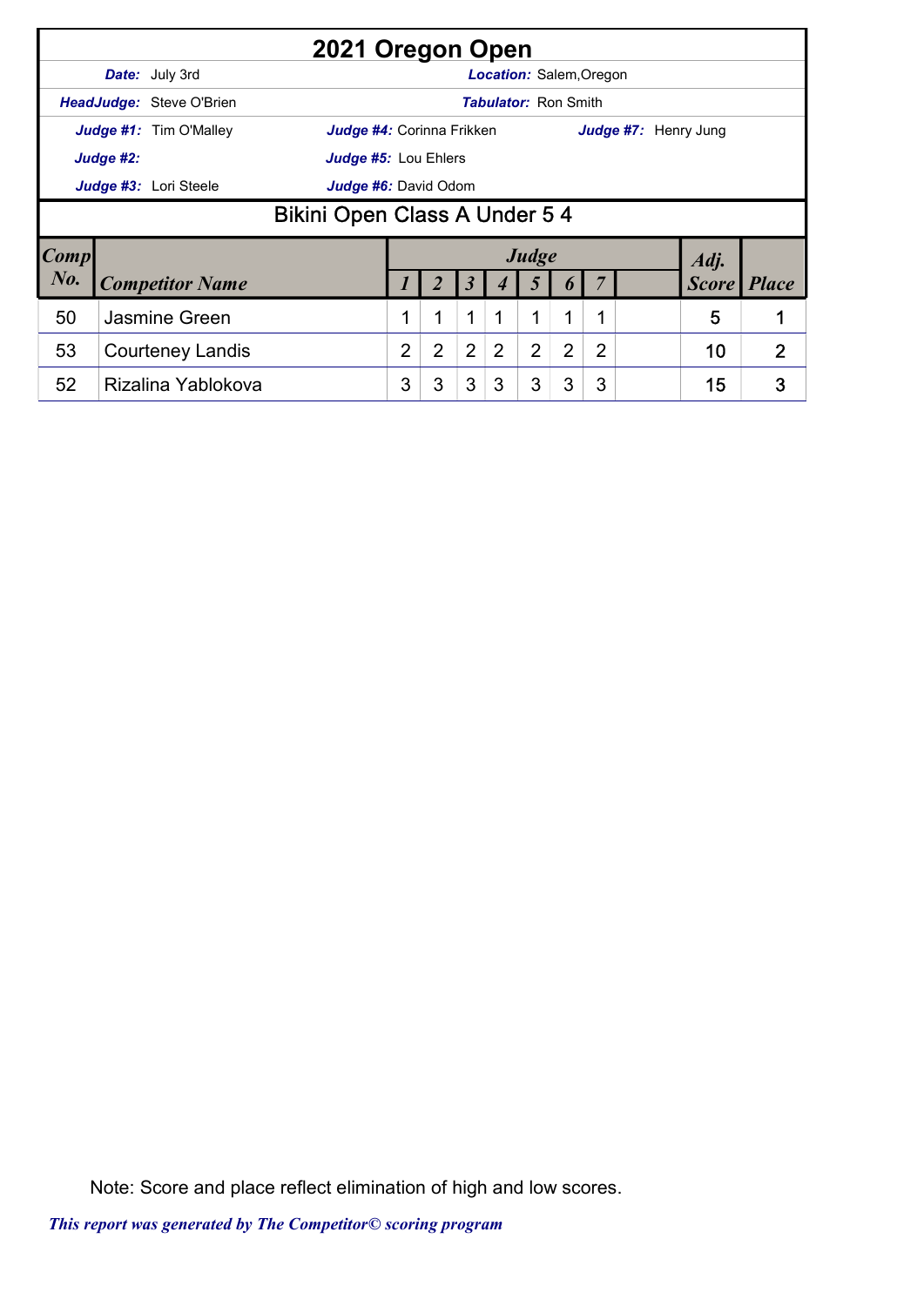# 2021 Oregon Open

**Date:** July 3rd | **Location:** Salem,Oregon

**HeadJudge:** Steve O'Brien | **Tabulator:** Ron Smith

**Judge #1:** Tim O'Malley | **Judge #4:** Corinna Frikken | **Judge #7:** Henry Jung

**Judge #2:** | **Judge #5:** Lou Ehlers

**Judge #3:** Lori Steele | **Judge #6:** David Odom

## Bikini Open Class A Under 5 4

| Comp No. | Competitor Name | Judge 1 | 2 | 3 | 4 | 5 | 6 | 7 | | Adj. Score | Place |
|---|---|---|---|---|---|---|---|---|---|---|---|
| 50 | Jasmine Green | 1 | 1 | 1 | 1 | 1 | 1 | 1 | | 5 | 1 |
| 53 | Courteney Landis | 2 | 2 | 2 | 2 | 2 | 2 | 2 | | 10 | 2 |
| 52 | Rizalina Yablokova | 3 | 3 | 3 | 3 | 3 | 3 | 3 | | 15 | 3 |

Note: Score and place reflect elimination of high and low scores.

*This report was generated by The Competitor© scoring program*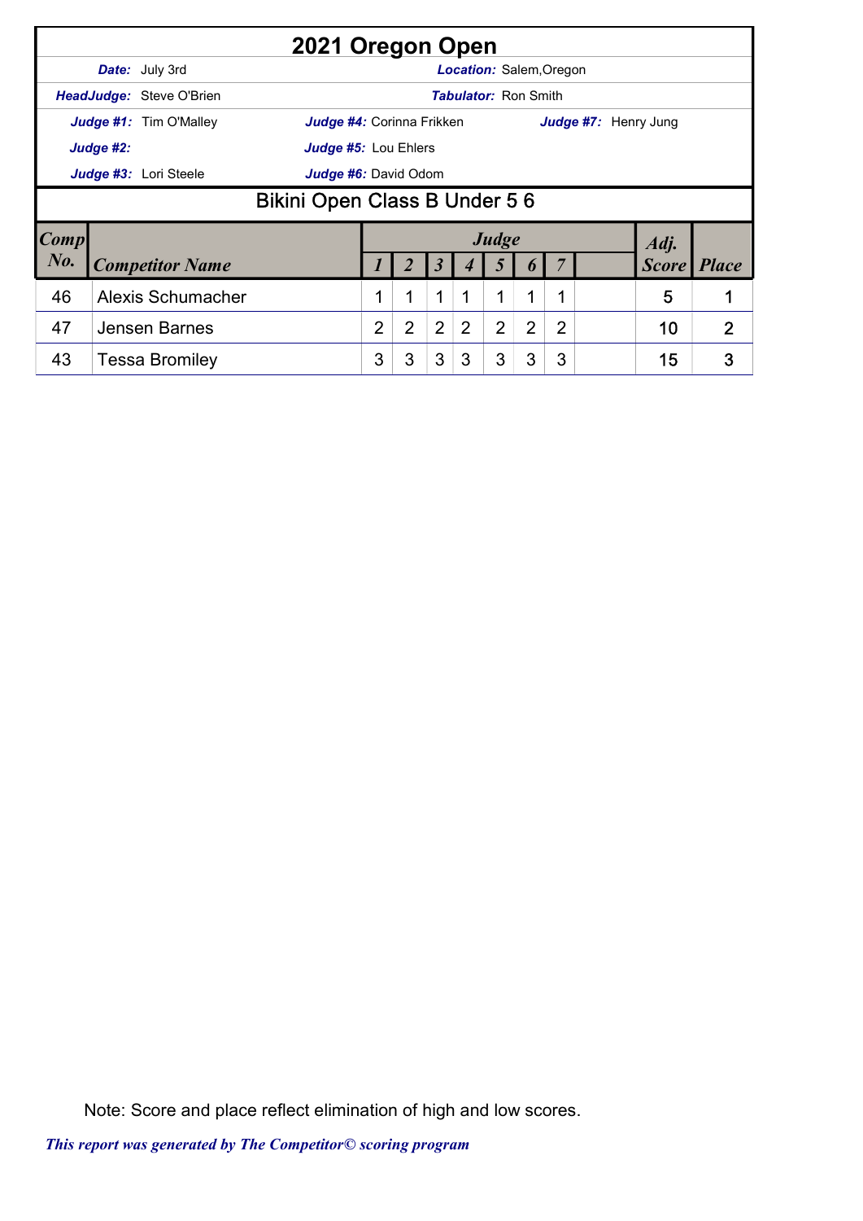# 2021 Oregon Open

**Date:** July 3rd | **Location:** Salem,Oregon

**HeadJudge:** Steve O'Brien | **Tabulator:** Ron Smith

**Judge #1:** Tim O'Malley | **Judge #4:** Corinna Frikken | **Judge #7:** Henry Jung

**Judge #2:** | **Judge #5:** Lou Ehlers

**Judge #3:** Lori Steele | **Judge #6:** David Odom

## Bikini Open Class B Under 5 6

| Comp No. | Competitor Name | Judge 1 | 2 | 3 | 4 | 5 | 6 | 7 | | Adj. Score | Place |
|---|---|---|---|---|---|---|---|---|---|---|---|
| 46 | Alexis Schumacher | 1 | 1 | 1 | 1 | 1 | 1 | 1 | | 5 | 1 |
| 47 | Jensen Barnes | 2 | 2 | 2 | 2 | 2 | 2 | 2 | | 10 | 2 |
| 43 | Tessa Bromiley | 3 | 3 | 3 | 3 | 3 | 3 | 3 | | 15 | 3 |

Note: Score and place reflect elimination of high and low scores.

*This report was generated by The Competitor© scoring program*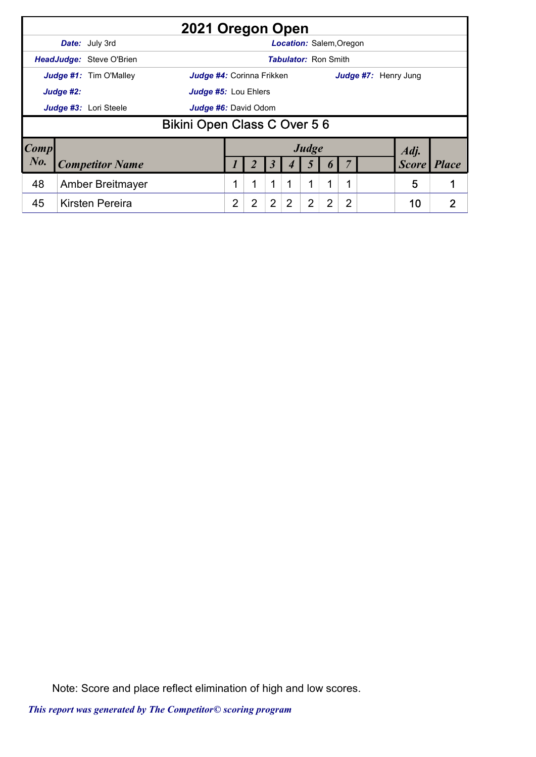# 2021 Oregon Open

| | | | | | |
|---|---|---|---|---|---|
| ***Date:*** July 3rd | | | ***Location:*** Salem,Oregon | | |
| ***HeadJudge:*** Steve O'Brien | | | ***Tabulator:*** Ron Smith | | |
| ***Judge #1:*** Tim O'Malley | | ***Judge #4:*** Corinna Frikken | | ***Judge #7:*** Henry Jung | |
| ***Judge #2:*** | | ***Judge #5:*** Lou Ehlers | | | |
| ***Judge #3:*** Lori Steele | | ***Judge #6:*** David Odom | | | |

## Bikini Open Class C Over 5 6

| *Comp No.* | *Competitor Name* | *Judge* 1 | 2 | 3 | 4 | 5 | 6 | 7 | | *Adj. Score* | *Place* |
|---|---|---|---|---|---|---|---|---|---|---|---|
| 48 | Amber Breitmayer | 1 | 1 | 1 | 1 | 1 | 1 | 1 | | 5 | 1 |
| 45 | Kirsten Pereira | 2 | 2 | 2 | 2 | 2 | 2 | 2 | | 10 | 2 |

Note: Score and place reflect elimination of high and low scores.

*This report was generated by The Competitor© scoring program*